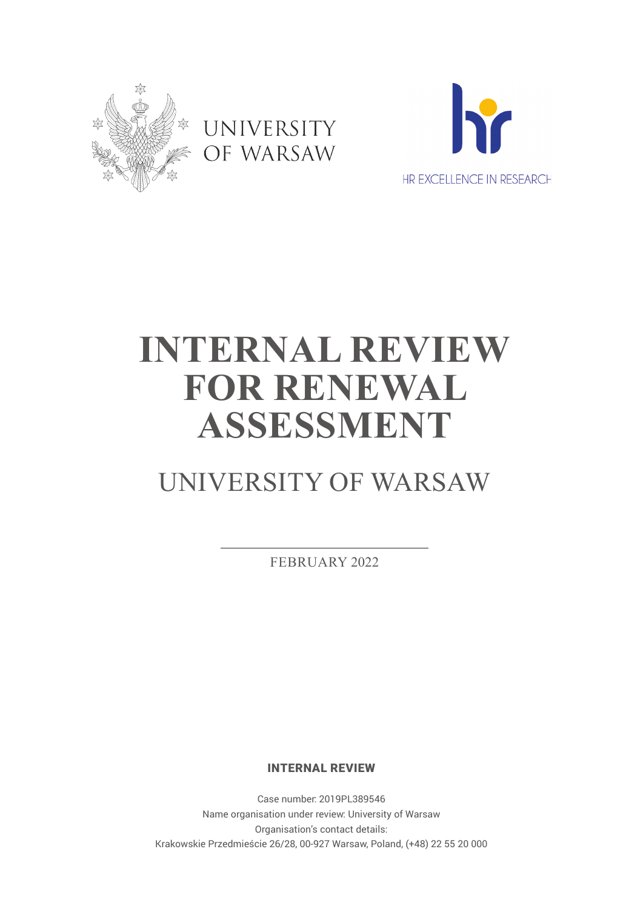UNIVERSITY OF WARSAW

HR EXCELLENCE IN RESEARCH

# INTERNAL REVIEW FOR RENEWAL ASSESSMENT

## UNIVERSITY OF WARSAW

FEBRUARY 2022

**INTERNAL REVIEW**

Case number: 2019PL389546
Name organisation under review: University of Warsaw
Organisation's contact details:
Krakowskie Przedmieście 26/28, 00-927 Warsaw, Poland, (+48) 22 55 20 000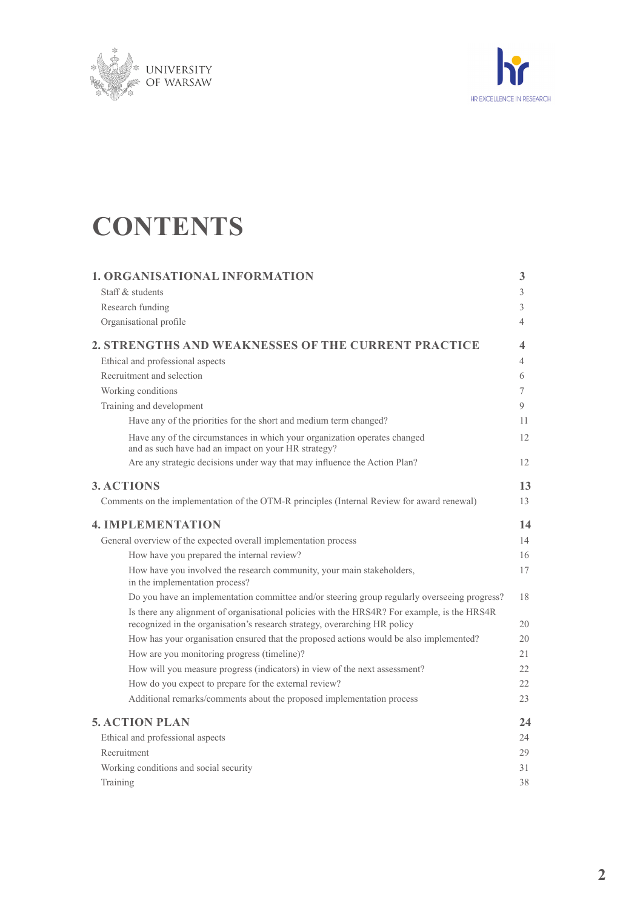# CONTENTS

| | |
|---|---|
| **1. ORGANISATIONAL INFORMATION** | **3** |
| Staff & students | 3 |
| Research funding | 3 |
| Organisational profile | 4 |
| **2. STRENGTHS AND WEAKNESSES OF THE CURRENT PRACTICE** | **4** |
| Ethical and professional aspects | 4 |
| Recruitment and selection | 6 |
| Working conditions | 7 |
| Training and development | 9 |
| Have any of the priorities for the short and medium term changed? | 11 |
| Have any of the circumstances in which your organization operates changed and as such have had an impact on your HR strategy? | 12 |
| Are any strategic decisions under way that may influence the Action Plan? | 12 |
| **3. ACTIONS** | **13** |
| Comments on the implementation of the OTM-R principles (Internal Review for award renewal) | 13 |
| **4. IMPLEMENTATION** | **14** |
| General overview of the expected overall implementation process | 14 |
| How have you prepared the internal review? | 16 |
| How have you involved the research community, your main stakeholders, in the implementation process? | 17 |
| Do you have an implementation committee and/or steering group regularly overseeing progress? | 18 |
| Is there any alignment of organisational policies with the HRS4R? For example, is the HRS4R recognized in the organisation's research strategy, overarching HR policy | 20 |
| How has your organisation ensured that the proposed actions would be also implemented? | 20 |
| How are you monitoring progress (timeline)? | 21 |
| How will you measure progress (indicators) in view of the next assessment? | 22 |
| How do you expect to prepare for the external review? | 22 |
| Additional remarks/comments about the proposed implementation process | 23 |
| **5. ACTION PLAN** | **24** |
| Ethical and professional aspects | 24 |
| Recruitment | 29 |
| Working conditions and social security | 31 |
| Training | 38 |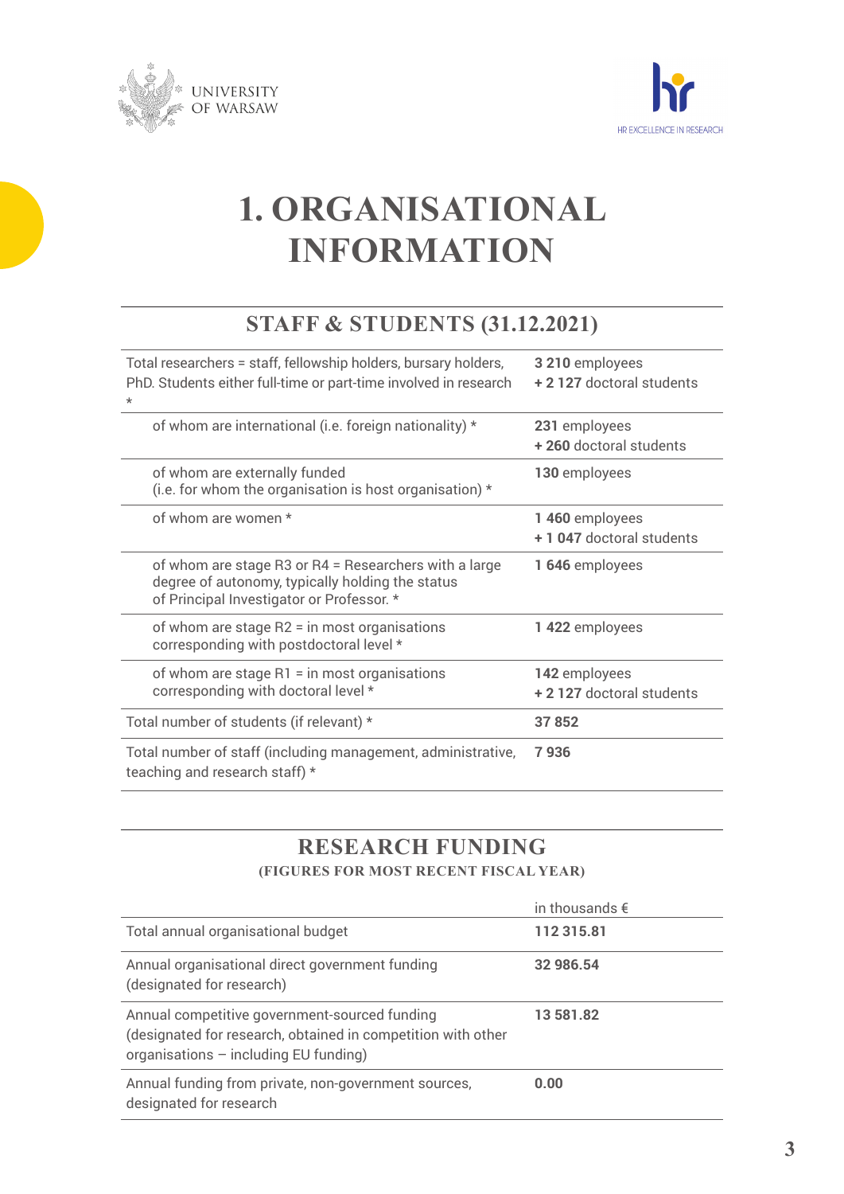# 1. ORGANISATIONAL INFORMATION

## STAFF & STUDENTS (31.12.2021)

| | |
|---|---|
| Total researchers = staff, fellowship holders, bursary holders, PhD. Students either full-time or part-time involved in research * | **3 210** employees<br>**+ 2 127** doctoral students |
| of whom are international (i.e. foreign nationality) * | **231** employees<br>**+ 260** doctoral students |
| of whom are externally funded (i.e. for whom the organisation is host organisation) * | **130** employees |
| of whom are women * | **1 460** employees<br>**+ 1 047** doctoral students |
| of whom are stage R3 or R4 = Researchers with a large degree of autonomy, typically holding the status of Principal Investigator or Professor. * | **1 646** employees |
| of whom are stage R2 = in most organisations corresponding with postdoctoral level * | **1 422** employees |
| of whom are stage R1 = in most organisations corresponding with doctoral level * | **142** employees<br>**+ 2 127** doctoral students |
| Total number of students (if relevant) * | **37 852** |
| Total number of staff (including management, administrative, teaching and research staff) * | **7 936** |

## RESEARCH FUNDING

### (FIGURES FOR MOST RECENT FISCAL YEAR)

| | in thousands € |
|---|---|
| Total annual organisational budget | **112 315.81** |
| Annual organisational direct government funding (designated for research) | **32 986.54** |
| Annual competitive government-sourced funding (designated for research, obtained in competition with other organisations – including EU funding) | **13 581.82** |
| Annual funding from private, non-government sources, designated for research | **0.00** |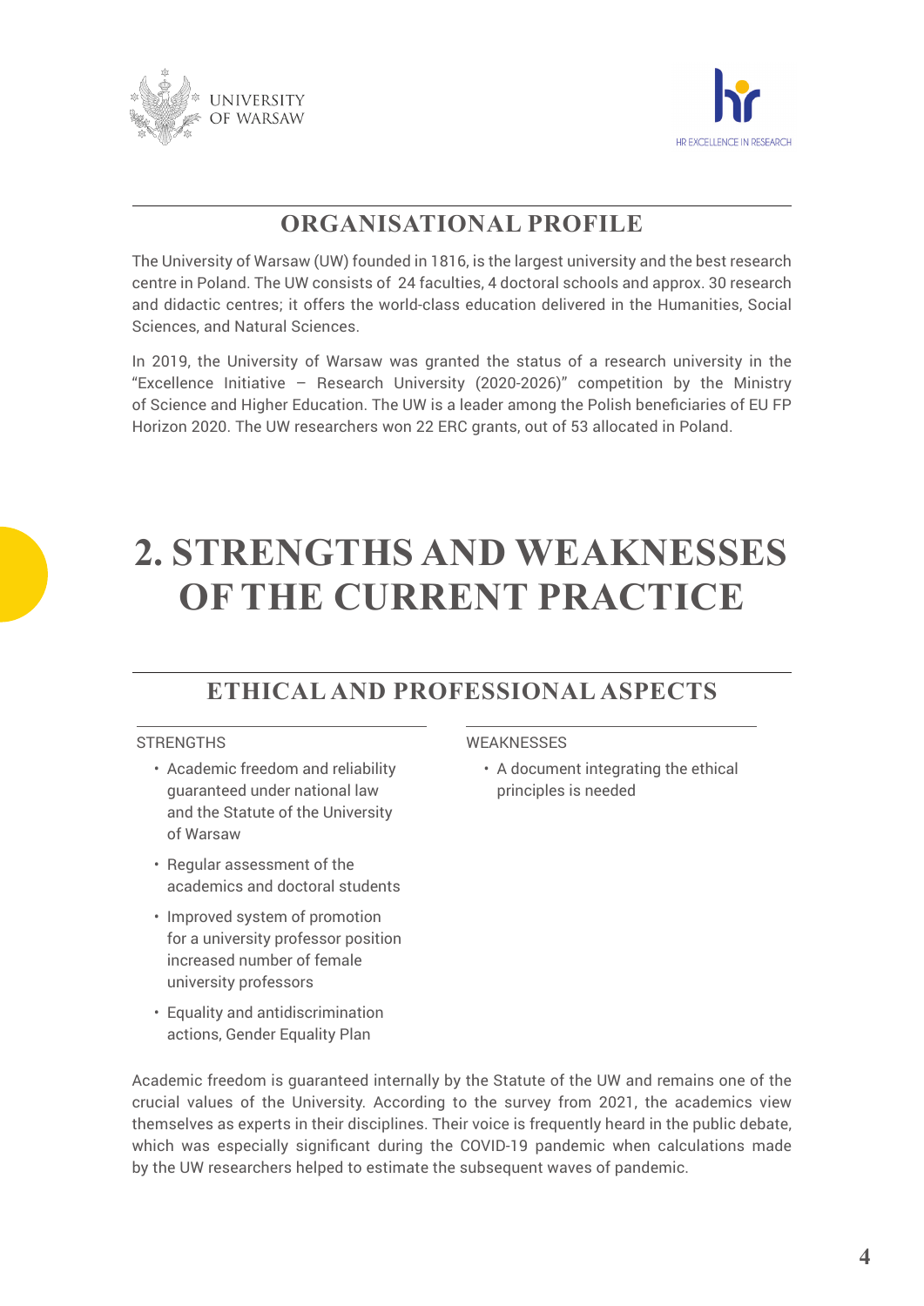## ORGANISATIONAL PROFILE

The University of Warsaw (UW) founded in 1816, is the largest university and the best research centre in Poland. The UW consists of 24 faculties, 4 doctoral schools and approx. 30 research and didactic centres; it offers the world-class education delivered in the Humanities, Social Sciences, and Natural Sciences.

In 2019, the University of Warsaw was granted the status of a research university in the "Excellence Initiative – Research University (2020-2026)" competition by the Ministry of Science and Higher Education. The UW is a leader among the Polish beneficiaries of EU FP Horizon 2020. The UW researchers won 22 ERC grants, out of 53 allocated in Poland.

# 2. STRENGTHS AND WEAKNESSES OF THE CURRENT PRACTICE

## ETHICAL AND PROFESSIONAL ASPECTS

STRENGTHS

- Academic freedom and reliability guaranteed under national law and the Statute of the University of Warsaw
- Regular assessment of the academics and doctoral students
- Improved system of promotion for a university professor position increased number of female university professors
- Equality and antidiscrimination actions, Gender Equality Plan

WEAKNESSES

- A document integrating the ethical principles is needed

Academic freedom is guaranteed internally by the Statute of the UW and remains one of the crucial values of the University. According to the survey from 2021, the academics view themselves as experts in their disciplines. Their voice is frequently heard in the public debate, which was especially significant during the COVID-19 pandemic when calculations made by the UW researchers helped to estimate the subsequent waves of pandemic.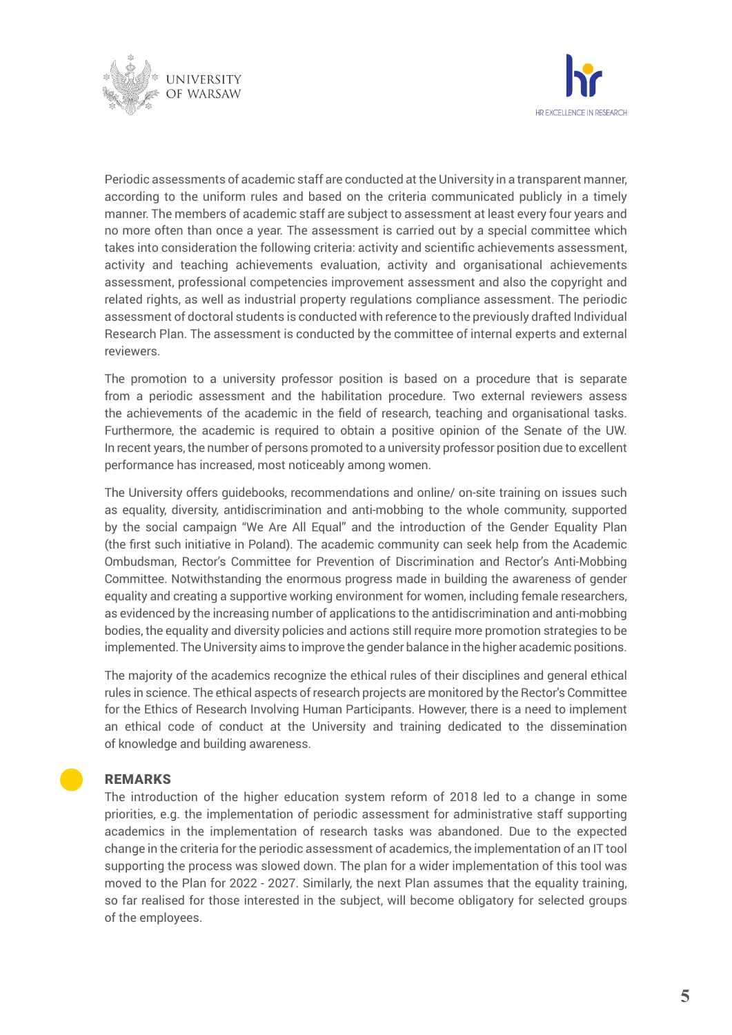Periodic assessments of academic staff are conducted at the University in a transparent manner, according to the uniform rules and based on the criteria communicated publicly in a timely manner. The members of academic staff are subject to assessment at least every four years and no more often than once a year. The assessment is carried out by a special committee which takes into consideration the following criteria: activity and scientific achievements assessment, activity and teaching achievements evaluation, activity and organisational achievements assessment, professional competencies improvement assessment and also the copyright and related rights, as well as industrial property regulations compliance assessment. The periodic assessment of doctoral students is conducted with reference to the previously drafted Individual Research Plan. The assessment is conducted by the committee of internal experts and external reviewers.

The promotion to a university professor position is based on a procedure that is separate from a periodic assessment and the habilitation procedure. Two external reviewers assess the achievements of the academic in the field of research, teaching and organisational tasks. Furthermore, the academic is required to obtain a positive opinion of the Senate of the UW. In recent years, the number of persons promoted to a university professor position due to excellent performance has increased, most noticeably among women.

The University offers guidebooks, recommendations and online/ on-site training on issues such as equality, diversity, antidiscrimination and anti-mobbing to the whole community, supported by the social campaign "We Are All Equal" and the introduction of the Gender Equality Plan (the first such initiative in Poland). The academic community can seek help from the Academic Ombudsman, Rector's Committee for Prevention of Discrimination and Rector's Anti-Mobbing Committee. Notwithstanding the enormous progress made in building the awareness of gender equality and creating a supportive working environment for women, including female researchers, as evidenced by the increasing number of applications to the antidiscrimination and anti-mobbing bodies, the equality and diversity policies and actions still require more promotion strategies to be implemented. The University aims to improve the gender balance in the higher academic positions.

The majority of the academics recognize the ethical rules of their disciplines and general ethical rules in science. The ethical aspects of research projects are monitored by the Rector's Committee for the Ethics of Research Involving Human Participants. However, there is a need to implement an ethical code of conduct at the University and training dedicated to the dissemination of knowledge and building awareness.

**REMARKS**

The introduction of the higher education system reform of 2018 led to a change in some priorities, e.g. the implementation of periodic assessment for administrative staff supporting academics in the implementation of research tasks was abandoned. Due to the expected change in the criteria for the periodic assessment of academics, the implementation of an IT tool supporting the process was slowed down. The plan for a wider implementation of this tool was moved to the Plan for 2022 - 2027. Similarly, the next Plan assumes that the equality training, so far realised for those interested in the subject, will become obligatory for selected groups of the employees.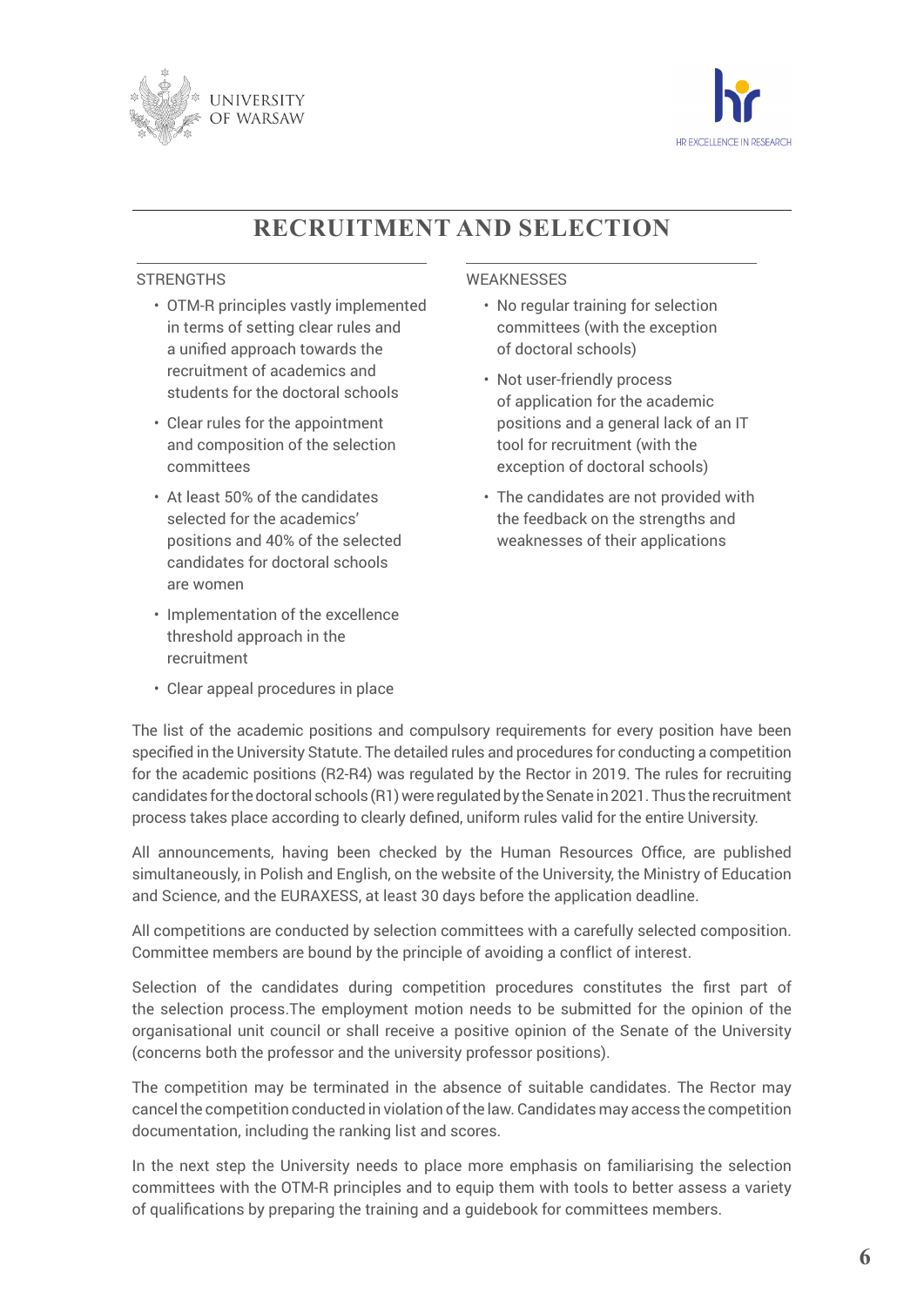# RECRUITMENT AND SELECTION

STRENGTHS

- OTM-R principles vastly implemented in terms of setting clear rules and a unified approach towards the recruitment of academics and students for the doctoral schools
- Clear rules for the appointment and composition of the selection committees
- At least 50% of the candidates selected for the academics' positions and 40% of the selected candidates for doctoral schools are women
- Implementation of the excellence threshold approach in the recruitment
- Clear appeal procedures in place

WEAKNESSES

- No regular training for selection committees (with the exception of doctoral schools)
- Not user-friendly process of application for the academic positions and a general lack of an IT tool for recruitment (with the exception of doctoral schools)
- The candidates are not provided with the feedback on the strengths and weaknesses of their applications

The list of the academic positions and compulsory requirements for every position have been specified in the University Statute. The detailed rules and procedures for conducting a competition for the academic positions (R2-R4) was regulated by the Rector in 2019. The rules for recruiting candidates for the doctoral schools (R1) were regulated by the Senate in 2021. Thus the recruitment process takes place according to clearly defined, uniform rules valid for the entire University.

All announcements, having been checked by the Human Resources Office, are published simultaneously, in Polish and English, on the website of the University, the Ministry of Education and Science, and the EURAXESS, at least 30 days before the application deadline.

All competitions are conducted by selection committees with a carefully selected composition. Committee members are bound by the principle of avoiding a conflict of interest.

Selection of the candidates during competition procedures constitutes the first part of the selection process.The employment motion needs to be submitted for the opinion of the organisational unit council or shall receive a positive opinion of the Senate of the University (concerns both the professor and the university professor positions).

The competition may be terminated in the absence of suitable candidates. The Rector may cancel the competition conducted in violation of the law. Candidates may access the competition documentation, including the ranking list and scores.

In the next step the University needs to place more emphasis on familiarising the selection committees with the OTM-R principles and to equip them with tools to better assess a variety of qualifications by preparing the training and a guidebook for committees members.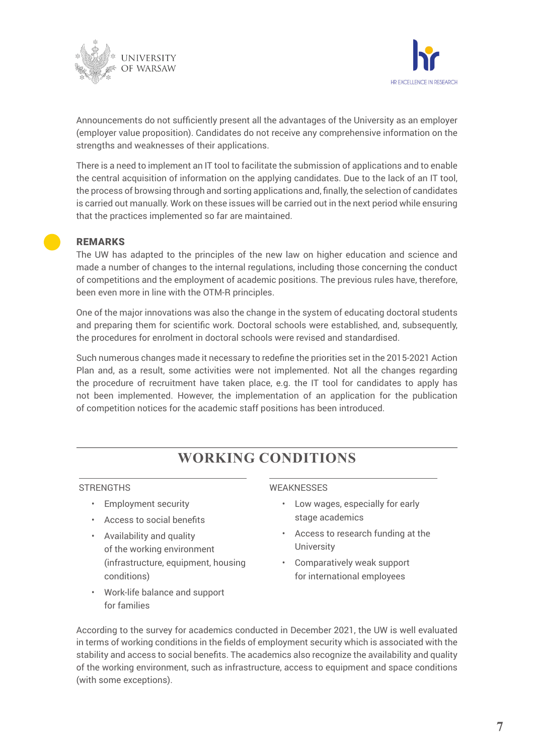Announcements do not sufficiently present all the advantages of the University as an employer (employer value proposition). Candidates do not receive any comprehensive information on the strengths and weaknesses of their applications.

There is a need to implement an IT tool to facilitate the submission of applications and to enable the central acquisition of information on the applying candidates. Due to the lack of an IT tool, the process of browsing through and sorting applications and, finally, the selection of candidates is carried out manually. Work on these issues will be carried out in the next period while ensuring that the practices implemented so far are maintained.

### REMARKS

The UW has adapted to the principles of the new law on higher education and science and made a number of changes to the internal regulations, including those concerning the conduct of competitions and the employment of academic positions. The previous rules have, therefore, been even more in line with the OTM-R principles.

One of the major innovations was also the change in the system of educating doctoral students and preparing them for scientific work. Doctoral schools were established, and, subsequently, the procedures for enrolment in doctoral schools were revised and standardised.

Such numerous changes made it necessary to redefine the priorities set in the 2015-2021 Action Plan and, as a result, some activities were not implemented. Not all the changes regarding the procedure of recruitment have taken place, e.g. the IT tool for candidates to apply has not been implemented. However, the implementation of an application for the publication of competition notices for the academic staff positions has been introduced.

## WORKING CONDITIONS

STRENGTHS

- Employment security
- Access to social benefits
- Availability and quality of the working environment (infrastructure, equipment, housing conditions)
- Work-life balance and support for families

WEAKNESSES

- Low wages, especially for early stage academics
- Access to research funding at the University
- Comparatively weak support for international employees

According to the survey for academics conducted in December 2021, the UW is well evaluated in terms of working conditions in the fields of employment security which is associated with the stability and access to social benefits. The academics also recognize the availability and quality of the working environment, such as infrastructure, access to equipment and space conditions (with some exceptions).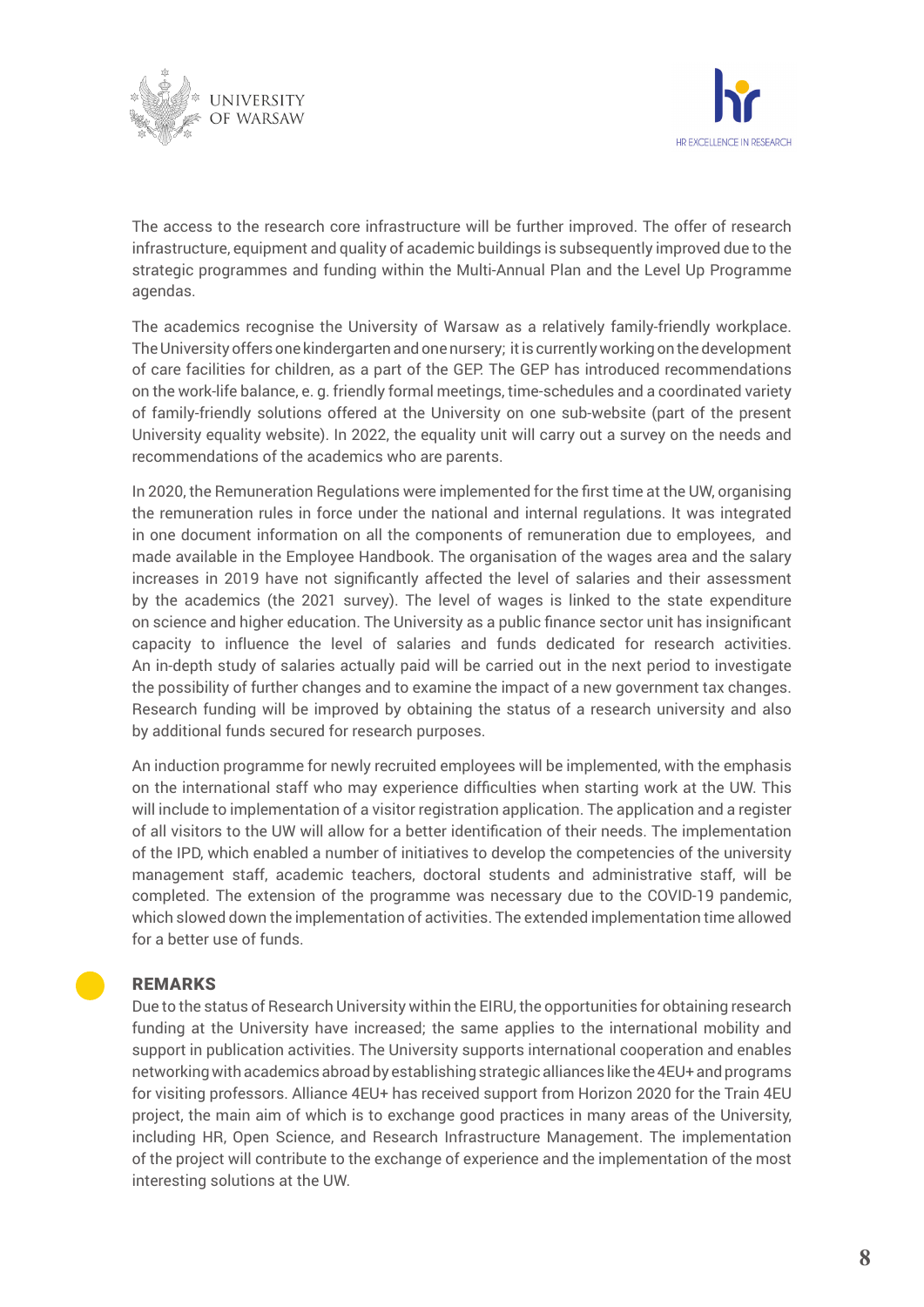The access to the research core infrastructure will be further improved. The offer of research infrastructure, equipment and quality of academic buildings is subsequently improved due to the strategic programmes and funding within the Multi-Annual Plan and the Level Up Programme agendas.

The academics recognise the University of Warsaw as a relatively family-friendly workplace. The University offers one kindergarten and one nursery; it is currently working on the development of care facilities for children, as a part of the GEP. The GEP has introduced recommendations on the work-life balance, e. g. friendly formal meetings, time-schedules and a coordinated variety of family-friendly solutions offered at the University on one sub-website (part of the present University equality website). In 2022, the equality unit will carry out a survey on the needs and recommendations of the academics who are parents.

In 2020, the Remuneration Regulations were implemented for the first time at the UW, organising the remuneration rules in force under the national and internal regulations. It was integrated in one document information on all the components of remuneration due to employees, and made available in the Employee Handbook. The organisation of the wages area and the salary increases in 2019 have not significantly affected the level of salaries and their assessment by the academics (the 2021 survey). The level of wages is linked to the state expenditure on science and higher education. The University as a public finance sector unit has insignificant capacity to influence the level of salaries and funds dedicated for research activities. An in-depth study of salaries actually paid will be carried out in the next period to investigate the possibility of further changes and to examine the impact of a new government tax changes. Research funding will be improved by obtaining the status of a research university and also by additional funds secured for research purposes.

An induction programme for newly recruited employees will be implemented, with the emphasis on the international staff who may experience difficulties when starting work at the UW. This will include to implementation of a visitor registration application. The application and a register of all visitors to the UW will allow for a better identification of their needs. The implementation of the IPD, which enabled a number of initiatives to develop the competencies of the university management staff, academic teachers, doctoral students and administrative staff, will be completed. The extension of the programme was necessary due to the COVID-19 pandemic, which slowed down the implementation of activities. The extended implementation time allowed for a better use of funds.

## REMARKS

Due to the status of Research University within the EIRU, the opportunities for obtaining research funding at the University have increased; the same applies to the international mobility and support in publication activities. The University supports international cooperation and enables networking with academics abroad by establishing strategic alliances like the 4EU+ and programs for visiting professors. Alliance 4EU+ has received support from Horizon 2020 for the Train 4EU project, the main aim of which is to exchange good practices in many areas of the University, including HR, Open Science, and Research Infrastructure Management. The implementation of the project will contribute to the exchange of experience and the implementation of the most interesting solutions at the UW.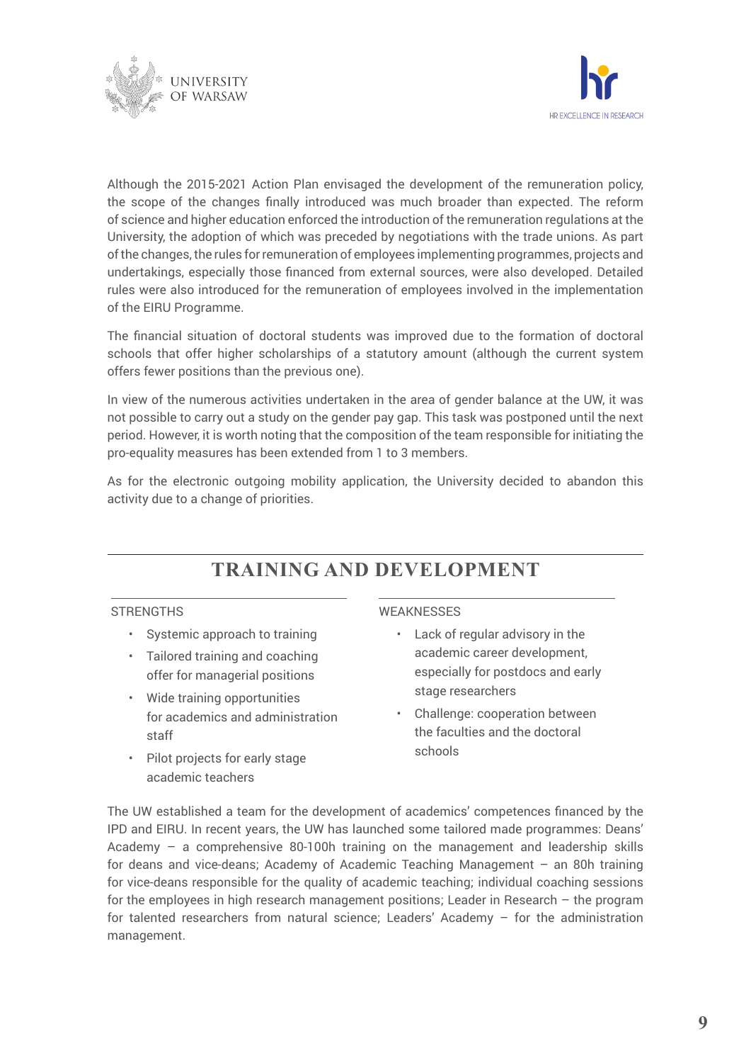Although the 2015-2021 Action Plan envisaged the development of the remuneration policy, the scope of the changes finally introduced was much broader than expected. The reform of science and higher education enforced the introduction of the remuneration regulations at the University, the adoption of which was preceded by negotiations with the trade unions. As part of the changes, the rules for remuneration of employees implementing programmes, projects and undertakings, especially those financed from external sources, were also developed. Detailed rules were also introduced for the remuneration of employees involved in the implementation of the EIRU Programme.

The financial situation of doctoral students was improved due to the formation of doctoral schools that offer higher scholarships of a statutory amount (although the current system offers fewer positions than the previous one).

In view of the numerous activities undertaken in the area of gender balance at the UW, it was not possible to carry out a study on the gender pay gap. This task was postponed until the next period. However, it is worth noting that the composition of the team responsible for initiating the pro-equality measures has been extended from 1 to 3 members.

As for the electronic outgoing mobility application, the University decided to abandon this activity due to a change of priorities.

## TRAINING AND DEVELOPMENT

STRENGTHS

- Systemic approach to training
- Tailored training and coaching offer for managerial positions
- Wide training opportunities for academics and administration staff
- Pilot projects for early stage academic teachers

WEAKNESSES

- Lack of regular advisory in the academic career development, especially for postdocs and early stage researchers
- Challenge: cooperation between the faculties and the doctoral schools

The UW established a team for the development of academics' competences financed by the IPD and EIRU. In recent years, the UW has launched some tailored made programmes: Deans' Academy – a comprehensive 80-100h training on the management and leadership skills for deans and vice-deans; Academy of Academic Teaching Management – an 80h training for vice-deans responsible for the quality of academic teaching; individual coaching sessions for the employees in high research management positions; Leader in Research – the program for talented researchers from natural science; Leaders' Academy – for the administration management.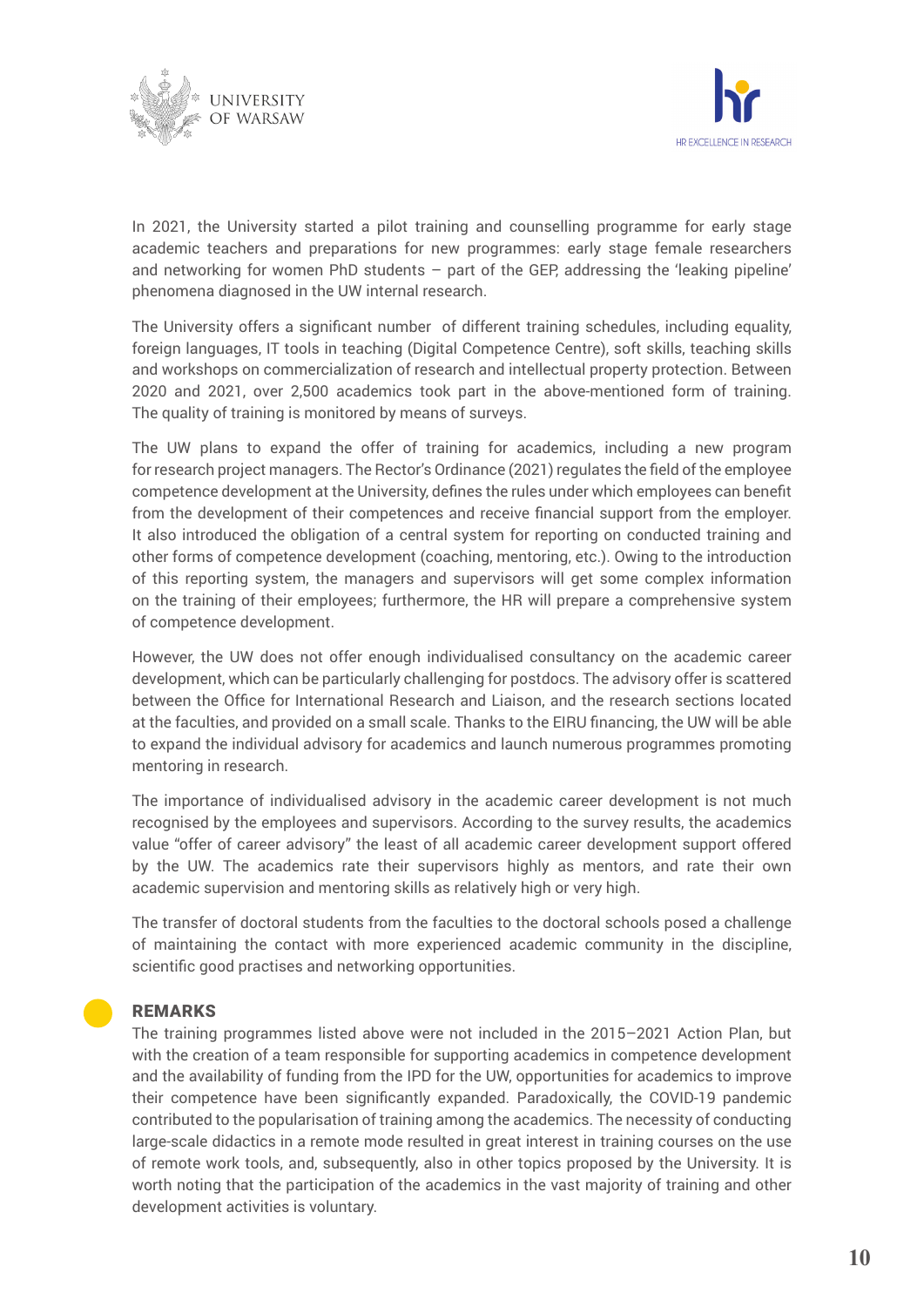In 2021, the University started a pilot training and counselling programme for early stage academic teachers and preparations for new programmes: early stage female researchers and networking for women PhD students – part of the GEP, addressing the 'leaking pipeline' phenomena diagnosed in the UW internal research.

The University offers a significant number of different training schedules, including equality, foreign languages, IT tools in teaching (Digital Competence Centre), soft skills, teaching skills and workshops on commercialization of research and intellectual property protection. Between 2020 and 2021, over 2,500 academics took part in the above-mentioned form of training. The quality of training is monitored by means of surveys.

The UW plans to expand the offer of training for academics, including a new program for research project managers. The Rector's Ordinance (2021) regulates the field of the employee competence development at the University, defines the rules under which employees can benefit from the development of their competences and receive financial support from the employer. It also introduced the obligation of a central system for reporting on conducted training and other forms of competence development (coaching, mentoring, etc.). Owing to the introduction of this reporting system, the managers and supervisors will get some complex information on the training of their employees; furthermore, the HR will prepare a comprehensive system of competence development.

However, the UW does not offer enough individualised consultancy on the academic career development, which can be particularly challenging for postdocs. The advisory offer is scattered between the Office for International Research and Liaison, and the research sections located at the faculties, and provided on a small scale. Thanks to the EIRU financing, the UW will be able to expand the individual advisory for academics and launch numerous programmes promoting mentoring in research.

The importance of individualised advisory in the academic career development is not much recognised by the employees and supervisors. According to the survey results, the academics value "offer of career advisory" the least of all academic career development support offered by the UW. The academics rate their supervisors highly as mentors, and rate their own academic supervision and mentoring skills as relatively high or very high.

The transfer of doctoral students from the faculties to the doctoral schools posed a challenge of maintaining the contact with more experienced academic community in the discipline, scientific good practises and networking opportunities.

**REMARKS**

The training programmes listed above were not included in the 2015–2021 Action Plan, but with the creation of a team responsible for supporting academics in competence development and the availability of funding from the IPD for the UW, opportunities for academics to improve their competence have been significantly expanded. Paradoxically, the COVID-19 pandemic contributed to the popularisation of training among the academics. The necessity of conducting large-scale didactics in a remote mode resulted in great interest in training courses on the use of remote work tools, and, subsequently, also in other topics proposed by the University. It is worth noting that the participation of the academics in the vast majority of training and other development activities is voluntary.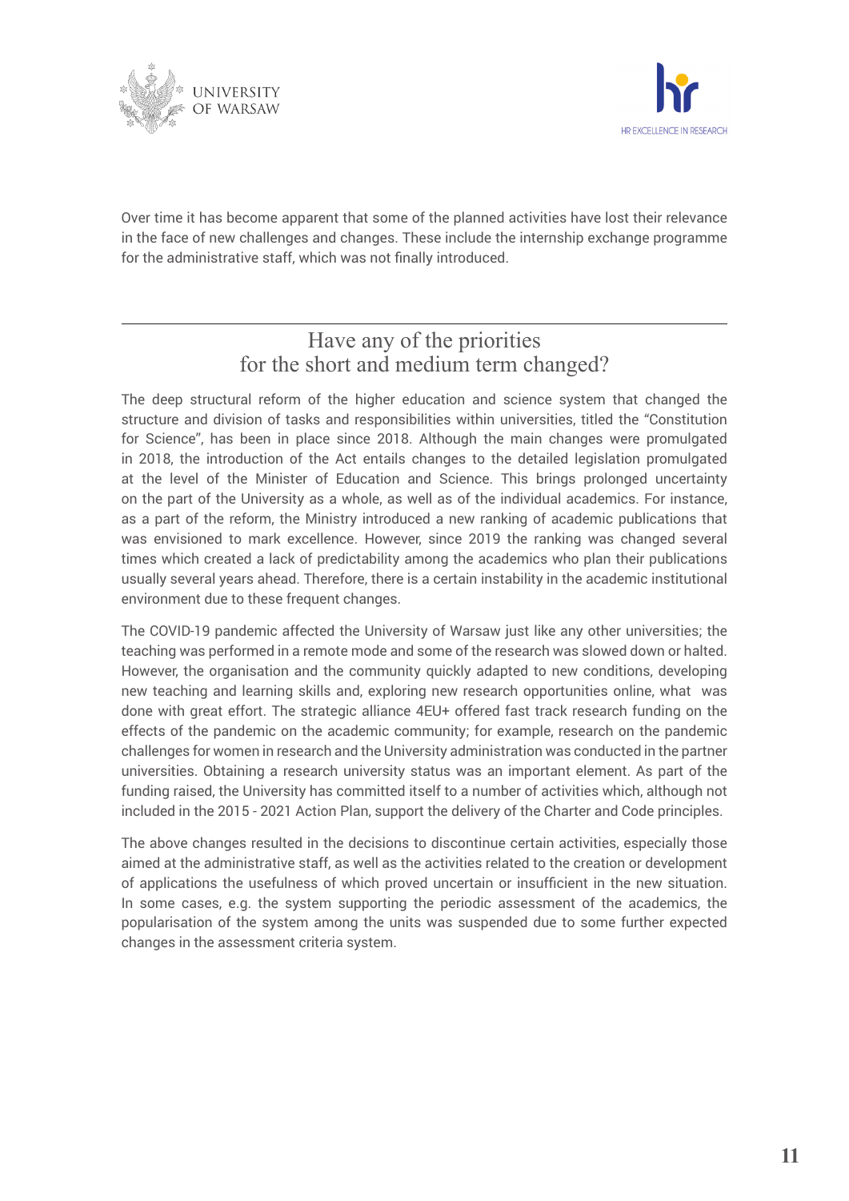Over time it has become apparent that some of the planned activities have lost their relevance in the face of new challenges and changes. These include the internship exchange programme for the administrative staff, which was not finally introduced.

## Have any of the priorities for the short and medium term changed?

The deep structural reform of the higher education and science system that changed the structure and division of tasks and responsibilities within universities, titled the "Constitution for Science", has been in place since 2018. Although the main changes were promulgated in 2018, the introduction of the Act entails changes to the detailed legislation promulgated at the level of the Minister of Education and Science. This brings prolonged uncertainty on the part of the University as a whole, as well as of the individual academics. For instance, as a part of the reform, the Ministry introduced a new ranking of academic publications that was envisioned to mark excellence. However, since 2019 the ranking was changed several times which created a lack of predictability among the academics who plan their publications usually several years ahead. Therefore, there is a certain instability in the academic institutional environment due to these frequent changes.

The COVID-19 pandemic affected the University of Warsaw just like any other universities; the teaching was performed in a remote mode and some of the research was slowed down or halted. However, the organisation and the community quickly adapted to new conditions, developing new teaching and learning skills and, exploring new research opportunities online, what was done with great effort. The strategic alliance 4EU+ offered fast track research funding on the effects of the pandemic on the academic community; for example, research on the pandemic challenges for women in research and the University administration was conducted in the partner universities. Obtaining a research university status was an important element. As part of the funding raised, the University has committed itself to a number of activities which, although not included in the 2015 - 2021 Action Plan, support the delivery of the Charter and Code principles.

The above changes resulted in the decisions to discontinue certain activities, especially those aimed at the administrative staff, as well as the activities related to the creation or development of applications the usefulness of which proved uncertain or insufficient in the new situation. In some cases, e.g. the system supporting the periodic assessment of the academics, the popularisation of the system among the units was suspended due to some further expected changes in the assessment criteria system.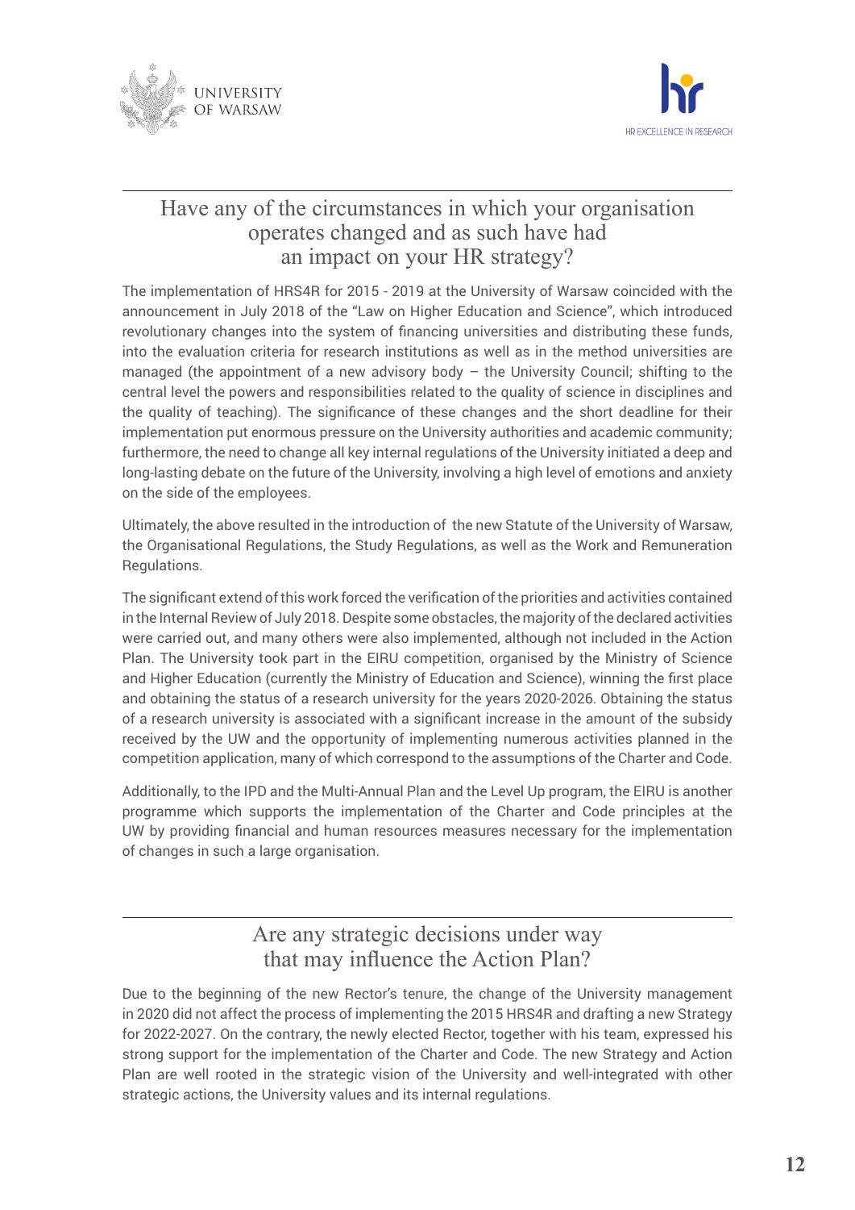## Have any of the circumstances in which your organisation operates changed and as such have had an impact on your HR strategy?

The implementation of HRS4R for 2015 - 2019 at the University of Warsaw coincided with the announcement in July 2018 of the "Law on Higher Education and Science", which introduced revolutionary changes into the system of financing universities and distributing these funds, into the evaluation criteria for research institutions as well as in the method universities are managed (the appointment of a new advisory body – the University Council; shifting to the central level the powers and responsibilities related to the quality of science in disciplines and the quality of teaching). The significance of these changes and the short deadline for their implementation put enormous pressure on the University authorities and academic community; furthermore, the need to change all key internal regulations of the University initiated a deep and long-lasting debate on the future of the University, involving a high level of emotions and anxiety on the side of the employees.

Ultimately, the above resulted in the introduction of the new Statute of the University of Warsaw, the Organisational Regulations, the Study Regulations, as well as the Work and Remuneration Regulations.

The significant extend of this work forced the verification of the priorities and activities contained in the Internal Review of July 2018. Despite some obstacles, the majority of the declared activities were carried out, and many others were also implemented, although not included in the Action Plan. The University took part in the EIRU competition, organised by the Ministry of Science and Higher Education (currently the Ministry of Education and Science), winning the first place and obtaining the status of a research university for the years 2020-2026. Obtaining the status of a research university is associated with a significant increase in the amount of the subsidy received by the UW and the opportunity of implementing numerous activities planned in the competition application, many of which correspond to the assumptions of the Charter and Code.

Additionally, to the IPD and the Multi-Annual Plan and the Level Up program, the EIRU is another programme which supports the implementation of the Charter and Code principles at the UW by providing financial and human resources measures necessary for the implementation of changes in such a large organisation.

## Are any strategic decisions under way that may influence the Action Plan?

Due to the beginning of the new Rector's tenure, the change of the University management in 2020 did not affect the process of implementing the 2015 HRS4R and drafting a new Strategy for 2022-2027. On the contrary, the newly elected Rector, together with his team, expressed his strong support for the implementation of the Charter and Code. The new Strategy and Action Plan are well rooted in the strategic vision of the University and well-integrated with other strategic actions, the University values and its internal regulations.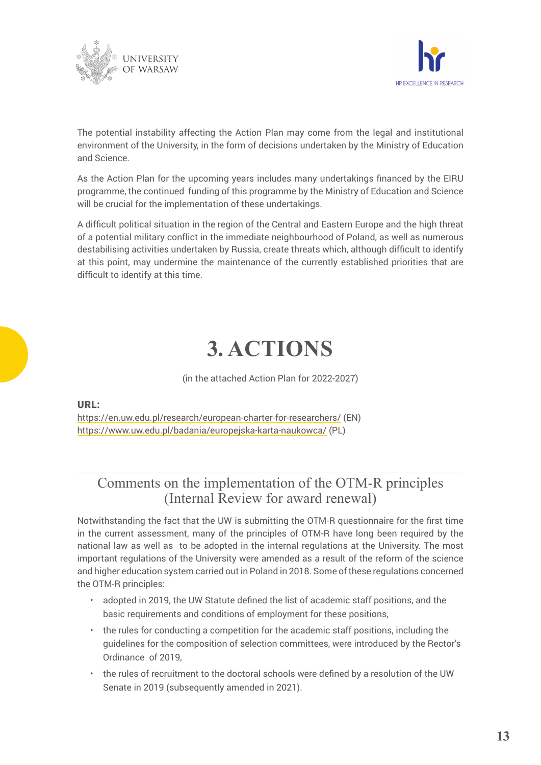The potential instability affecting the Action Plan may come from the legal and institutional environment of the University, in the form of decisions undertaken by the Ministry of Education and Science.

As the Action Plan for the upcoming years includes many undertakings financed by the EIRU programme, the continued funding of this programme by the Ministry of Education and Science will be crucial for the implementation of these undertakings.

A difficult political situation in the region of the Central and Eastern Europe and the high threat of a potential military conflict in the immediate neighbourhood of Poland, as well as numerous destabilising activities undertaken by Russia, create threats which, although difficult to identify at this point, may undermine the maintenance of the currently established priorities that are difficult to identify at this time.

# 3. ACTIONS

(in the attached Action Plan for 2022-2027)

**URL:**
https://en.uw.edu.pl/research/european-charter-for-researchers/ (EN)
https://www.uw.edu.pl/badania/europejska-karta-naukowca/ (PL)

---

## Comments on the implementation of the OTM-R principles (Internal Review for award renewal)

Notwithstanding the fact that the UW is submitting the OTM-R questionnaire for the first time in the current assessment, many of the principles of OTM-R have long been required by the national law as well as to be adopted in the internal regulations at the University. The most important regulations of the University were amended as a result of the reform of the science and higher education system carried out in Poland in 2018. Some of these regulations concerned the OTM-R principles:

- adopted in 2019, the UW Statute defined the list of academic staff positions, and the basic requirements and conditions of employment for these positions,
- the rules for conducting a competition for the academic staff positions, including the guidelines for the composition of selection committees, were introduced by the Rector's Ordinance of 2019,
- the rules of recruitment to the doctoral schools were defined by a resolution of the UW Senate in 2019 (subsequently amended in 2021).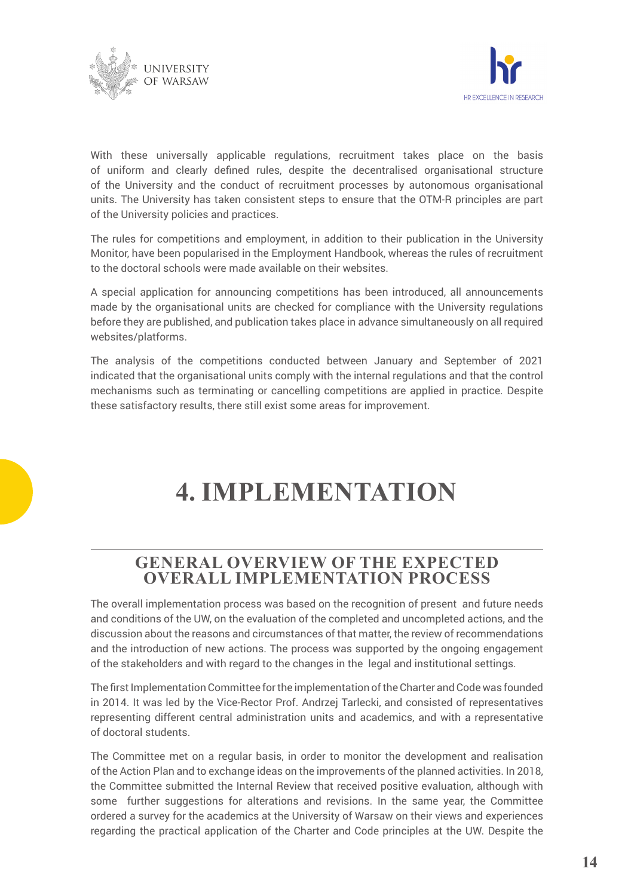With these universally applicable regulations, recruitment takes place on the basis of uniform and clearly defined rules, despite the decentralised organisational structure of the University and the conduct of recruitment processes by autonomous organisational units. The University has taken consistent steps to ensure that the OTM-R principles are part of the University policies and practices.

The rules for competitions and employment, in addition to their publication in the University Monitor, have been popularised in the Employment Handbook, whereas the rules of recruitment to the doctoral schools were made available on their websites.

A special application for announcing competitions has been introduced, all announcements made by the organisational units are checked for compliance with the University regulations before they are published, and publication takes place in advance simultaneously on all required websites/platforms.

The analysis of the competitions conducted between January and September of 2021 indicated that the organisational units comply with the internal regulations and that the control mechanisms such as terminating or cancelling competitions are applied in practice. Despite these satisfactory results, there still exist some areas for improvement.

# 4. IMPLEMENTATION

## GENERAL OVERVIEW OF THE EXPECTED OVERALL IMPLEMENTATION PROCESS

The overall implementation process was based on the recognition of present and future needs and conditions of the UW, on the evaluation of the completed and uncompleted actions, and the discussion about the reasons and circumstances of that matter, the review of recommendations and the introduction of new actions. The process was supported by the ongoing engagement of the stakeholders and with regard to the changes in the legal and institutional settings.

The first Implementation Committee for the implementation of the Charter and Code was founded in 2014. It was led by the Vice-Rector Prof. Andrzej Tarlecki, and consisted of representatives representing different central administration units and academics, and with a representative of doctoral students.

The Committee met on a regular basis, in order to monitor the development and realisation of the Action Plan and to exchange ideas on the improvements of the planned activities. In 2018, the Committee submitted the Internal Review that received positive evaluation, although with some further suggestions for alterations and revisions. In the same year, the Committee ordered a survey for the academics at the University of Warsaw on their views and experiences regarding the practical application of the Charter and Code principles at the UW. Despite the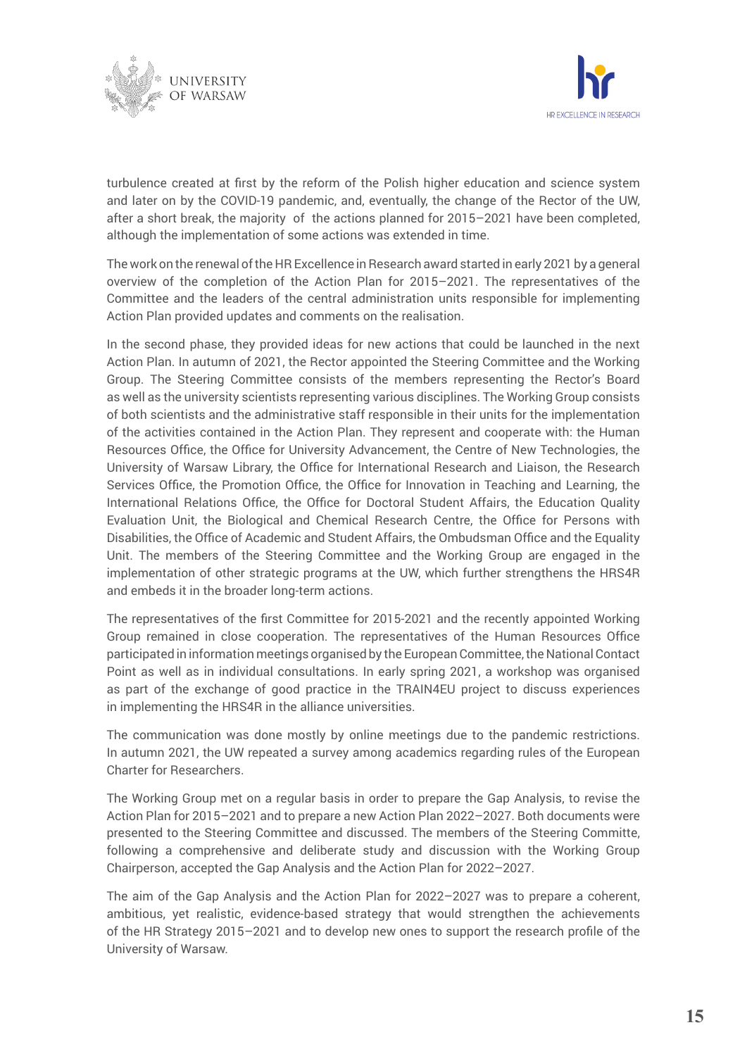turbulence created at first by the reform of the Polish higher education and science system and later on by the COVID-19 pandemic, and, eventually, the change of the Rector of the UW, after a short break, the majority of the actions planned for 2015–2021 have been completed, although the implementation of some actions was extended in time.

The work on the renewal of the HR Excellence in Research award started in early 2021 by a general overview of the completion of the Action Plan for 2015–2021. The representatives of the Committee and the leaders of the central administration units responsible for implementing Action Plan provided updates and comments on the realisation.

In the second phase, they provided ideas for new actions that could be launched in the next Action Plan. In autumn of 2021, the Rector appointed the Steering Committee and the Working Group. The Steering Committee consists of the members representing the Rector's Board as well as the university scientists representing various disciplines. The Working Group consists of both scientists and the administrative staff responsible in their units for the implementation of the activities contained in the Action Plan. They represent and cooperate with: the Human Resources Office, the Office for University Advancement, the Centre of New Technologies, the University of Warsaw Library, the Office for International Research and Liaison, the Research Services Office, the Promotion Office, the Office for Innovation in Teaching and Learning, the International Relations Office, the Office for Doctoral Student Affairs, the Education Quality Evaluation Unit, the Biological and Chemical Research Centre, the Office for Persons with Disabilities, the Office of Academic and Student Affairs, the Ombudsman Office and the Equality Unit. The members of the Steering Committee and the Working Group are engaged in the implementation of other strategic programs at the UW, which further strengthens the HRS4R and embeds it in the broader long-term actions.

The representatives of the first Committee for 2015-2021 and the recently appointed Working Group remained in close cooperation. The representatives of the Human Resources Office participated in information meetings organised by the European Committee, the National Contact Point as well as in individual consultations. In early spring 2021, a workshop was organised as part of the exchange of good practice in the TRAIN4EU project to discuss experiences in implementing the HRS4R in the alliance universities.

The communication was done mostly by online meetings due to the pandemic restrictions. In autumn 2021, the UW repeated a survey among academics regarding rules of the European Charter for Researchers.

The Working Group met on a regular basis in order to prepare the Gap Analysis, to revise the Action Plan for 2015–2021 and to prepare a new Action Plan 2022–2027. Both documents were presented to the Steering Committee and discussed. The members of the Steering Committe, following a comprehensive and deliberate study and discussion with the Working Group Chairperson, accepted the Gap Analysis and the Action Plan for 2022–2027.

The aim of the Gap Analysis and the Action Plan for 2022–2027 was to prepare a coherent, ambitious, yet realistic, evidence-based strategy that would strengthen the achievements of the HR Strategy 2015–2021 and to develop new ones to support the research profile of the University of Warsaw.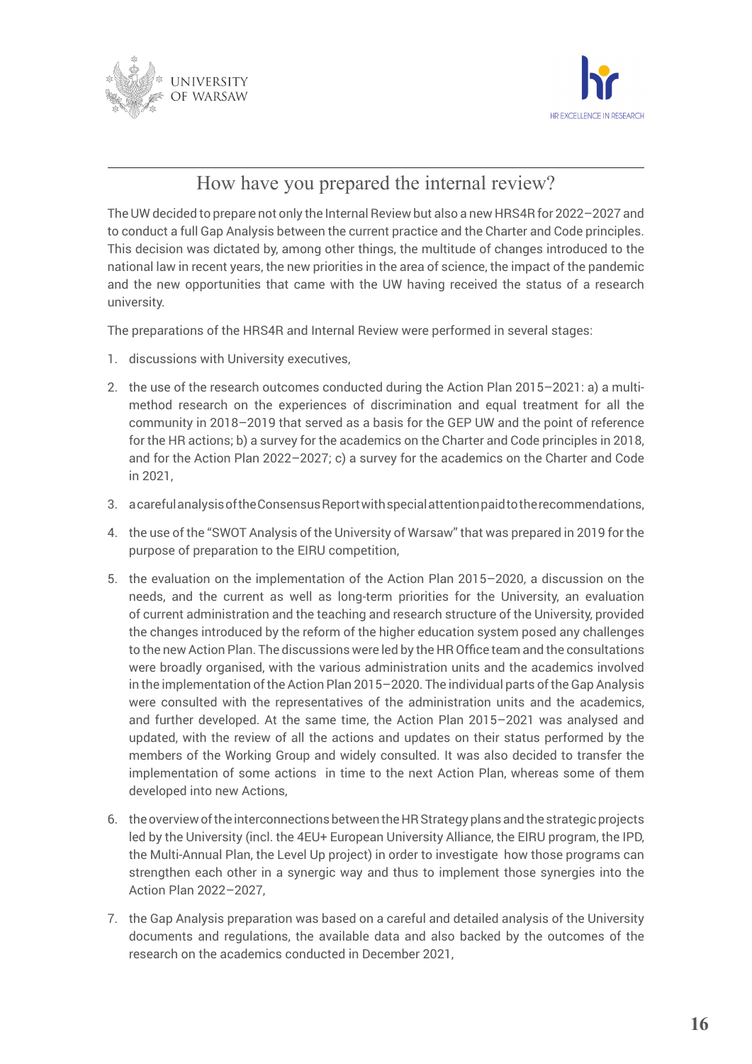## How have you prepared the internal review?

The UW decided to prepare not only the Internal Review but also a new HRS4R for 2022–2027 and to conduct a full Gap Analysis between the current practice and the Charter and Code principles. This decision was dictated by, among other things, the multitude of changes introduced to the national law in recent years, the new priorities in the area of science, the impact of the pandemic and the new opportunities that came with the UW having received the status of a research university.

The preparations of the HRS4R and Internal Review were performed in several stages:

1. discussions with University executives,
2. the use of the research outcomes conducted during the Action Plan 2015–2021: a) a multi-method research on the experiences of discrimination and equal treatment for all the community in 2018–2019 that served as a basis for the GEP UW and the point of reference for the HR actions; b) a survey for the academics on the Charter and Code principles in 2018, and for the Action Plan 2022–2027; c) a survey for the academics on the Charter and Code in 2021,
3. a careful analysis of the Consensus Report with special attention paid to the recommendations,
4. the use of the "SWOT Analysis of the University of Warsaw" that was prepared in 2019 for the purpose of preparation to the EIRU competition,
5. the evaluation on the implementation of the Action Plan 2015–2020, a discussion on the needs, and the current as well as long-term priorities for the University, an evaluation of current administration and the teaching and research structure of the University, provided the changes introduced by the reform of the higher education system posed any challenges to the new Action Plan. The discussions were led by the HR Office team and the consultations were broadly organised, with the various administration units and the academics involved in the implementation of the Action Plan 2015–2020. The individual parts of the Gap Analysis were consulted with the representatives of the administration units and the academics, and further developed. At the same time, the Action Plan 2015–2021 was analysed and updated, with the review of all the actions and updates on their status performed by the members of the Working Group and widely consulted. It was also decided to transfer the implementation of some actions in time to the next Action Plan, whereas some of them developed into new Actions,
6. the overview of the interconnections between the HR Strategy plans and the strategic projects led by the University (incl. the 4EU+ European University Alliance, the EIRU program, the IPD, the Multi-Annual Plan, the Level Up project) in order to investigate how those programs can strengthen each other in a synergic way and thus to implement those synergies into the Action Plan 2022–2027,
7. the Gap Analysis preparation was based on a careful and detailed analysis of the University documents and regulations, the available data and also backed by the outcomes of the research on the academics conducted in December 2021,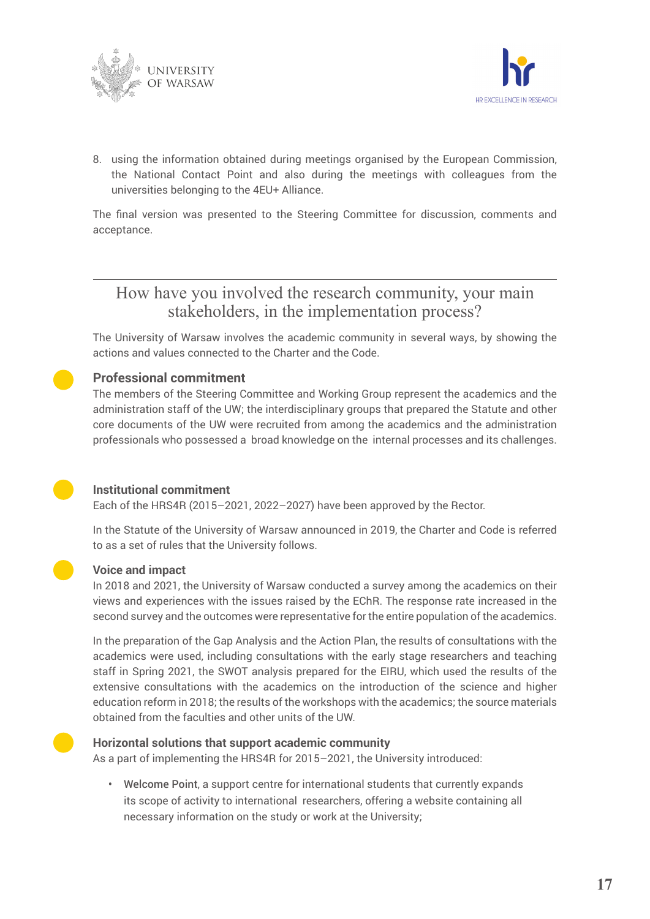8. using the information obtained during meetings organised by the European Commission, the National Contact Point and also during the meetings with colleagues from the universities belonging to the 4EU+ Alliance.

The final version was presented to the Steering Committee for discussion, comments and acceptance.

## How have you involved the research community, your main stakeholders, in the implementation process?

The University of Warsaw involves the academic community in several ways, by showing the actions and values connected to the Charter and the Code.

### Professional commitment

The members of the Steering Committee and Working Group represent the academics and the administration staff of the UW; the interdisciplinary groups that prepared the Statute and other core documents of the UW were recruited from among the academics and the administration professionals who possessed a broad knowledge on the internal processes and its challenges.

### Institutional commitment

Each of the HRS4R (2015–2021, 2022–2027) have been approved by the Rector.

In the Statute of the University of Warsaw announced in 2019, the Charter and Code is referred to as a set of rules that the University follows.

### Voice and impact

In 2018 and 2021, the University of Warsaw conducted a survey among the academics on their views and experiences with the issues raised by the EChR. The response rate increased in the second survey and the outcomes were representative for the entire population of the academics.

In the preparation of the Gap Analysis and the Action Plan, the results of consultations with the academics were used, including consultations with the early stage researchers and teaching staff in Spring 2021, the SWOT analysis prepared for the EIRU, which used the results of the extensive consultations with the academics on the introduction of the science and higher education reform in 2018; the results of the workshops with the academics; the source materials obtained from the faculties and other units of the UW.

### Horizontal solutions that support academic community

As a part of implementing the HRS4R for 2015–2021, the University introduced:

- Welcome Point, a support centre for international students that currently expands its scope of activity to international researchers, offering a website containing all necessary information on the study or work at the University;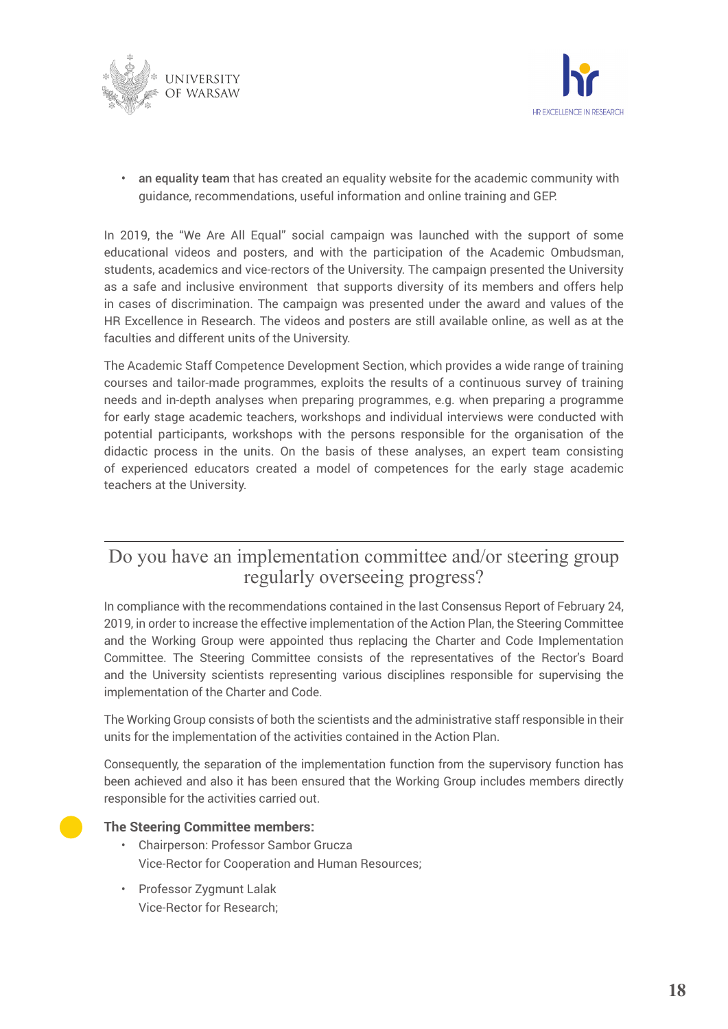- **an equality team** that has created an equality website for the academic community with guidance, recommendations, useful information and online training and GEP.

In 2019, the "We Are All Equal" social campaign was launched with the support of some educational videos and posters, and with the participation of the Academic Ombudsman, students, academics and vice-rectors of the University. The campaign presented the University as a safe and inclusive environment that supports diversity of its members and offers help in cases of discrimination. The campaign was presented under the award and values of the HR Excellence in Research. The videos and posters are still available online, as well as at the faculties and different units of the University.

The Academic Staff Competence Development Section, which provides a wide range of training courses and tailor-made programmes, exploits the results of a continuous survey of training needs and in-depth analyses when preparing programmes, e.g. when preparing a programme for early stage academic teachers, workshops and individual interviews were conducted with potential participants, workshops with the persons responsible for the organisation of the didactic process in the units. On the basis of these analyses, an expert team consisting of experienced educators created a model of competences for the early stage academic teachers at the University.

## Do you have an implementation committee and/or steering group regularly overseeing progress?

In compliance with the recommendations contained in the last Consensus Report of February 24, 2019, in order to increase the effective implementation of the Action Plan, the Steering Committee and the Working Group were appointed thus replacing the Charter and Code Implementation Committee. The Steering Committee consists of the representatives of the Rector's Board and the University scientists representing various disciplines responsible for supervising the implementation of the Charter and Code.

The Working Group consists of both the scientists and the administrative staff responsible in their units for the implementation of the activities contained in the Action Plan.

Consequently, the separation of the implementation function from the supervisory function has been achieved and also it has been ensured that the Working Group includes members directly responsible for the activities carried out.

**The Steering Committee members:**

- Chairperson: Professor Sambor Grucza
  Vice-Rector for Cooperation and Human Resources;
- Professor Zygmunt Lalak
  Vice-Rector for Research;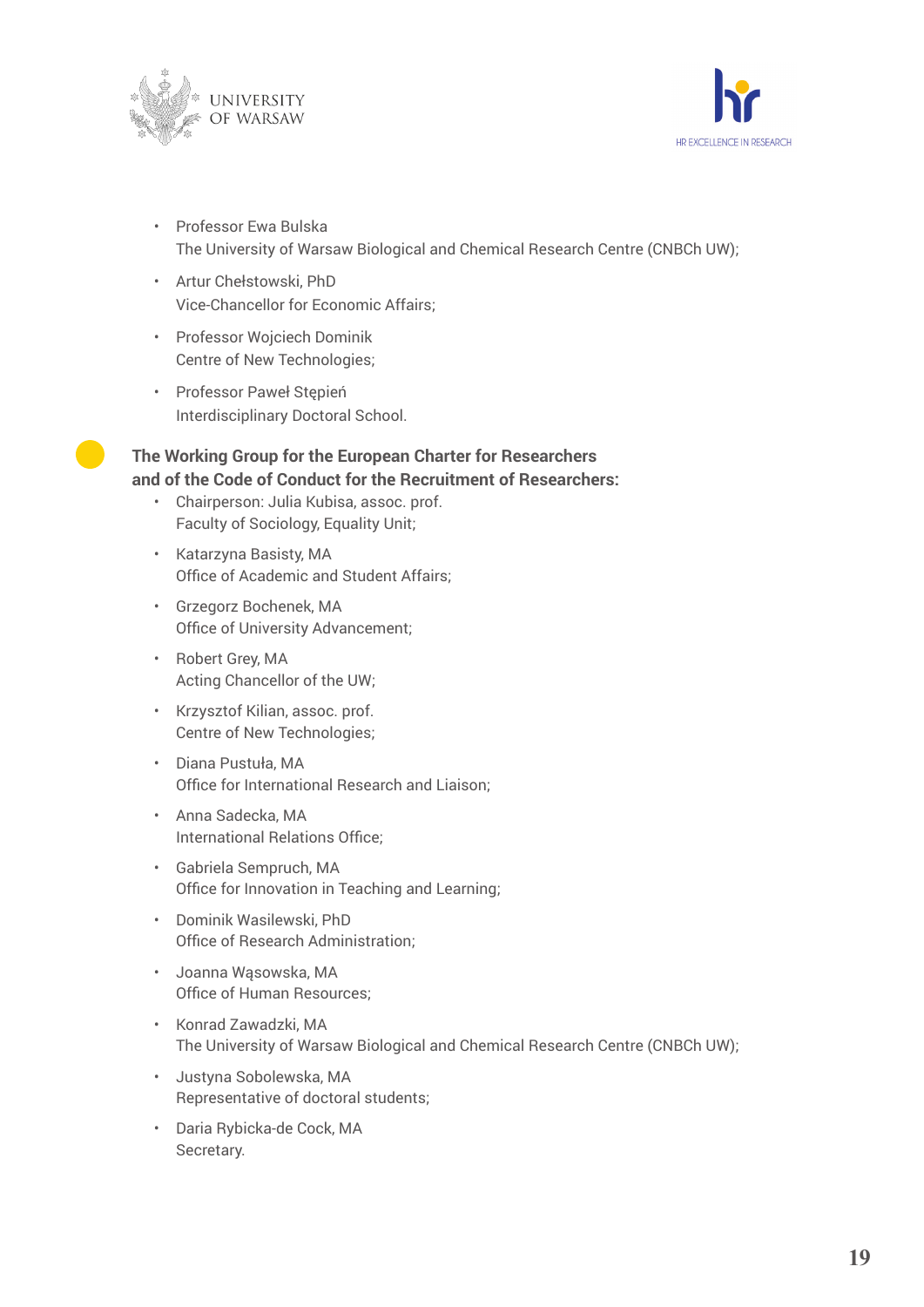- Professor Ewa Bulska
  The University of Warsaw Biological and Chemical Research Centre (CNBCh UW);
- Artur Chełstowski, PhD
  Vice-Chancellor for Economic Affairs;
- Professor Wojciech Dominik
  Centre of New Technologies;
- Professor Paweł Stępień
  Interdisciplinary Doctoral School.

**The Working Group for the European Charter for Researchers and of the Code of Conduct for the Recruitment of Researchers:**

- Chairperson: Julia Kubisa, assoc. prof.
  Faculty of Sociology, Equality Unit;
- Katarzyna Basisty, MA
  Office of Academic and Student Affairs;
- Grzegorz Bochenek, MA
  Office of University Advancement;
- Robert Grey, MA
  Acting Chancellor of the UW;
- Krzysztof Kilian, assoc. prof.
  Centre of New Technologies;
- Diana Pustuła, MA
  Office for International Research and Liaison;
- Anna Sadecka, MA
  International Relations Office;
- Gabriela Sempruch, MA
  Office for Innovation in Teaching and Learning;
- Dominik Wasilewski, PhD
  Office of Research Administration;
- Joanna Wąsowska, MA
  Office of Human Resources;
- Konrad Zawadzki, MA
  The University of Warsaw Biological and Chemical Research Centre (CNBCh UW);
- Justyna Sobolewska, MA
  Representative of doctoral students;
- Daria Rybicka-de Cock, MA
  Secretary.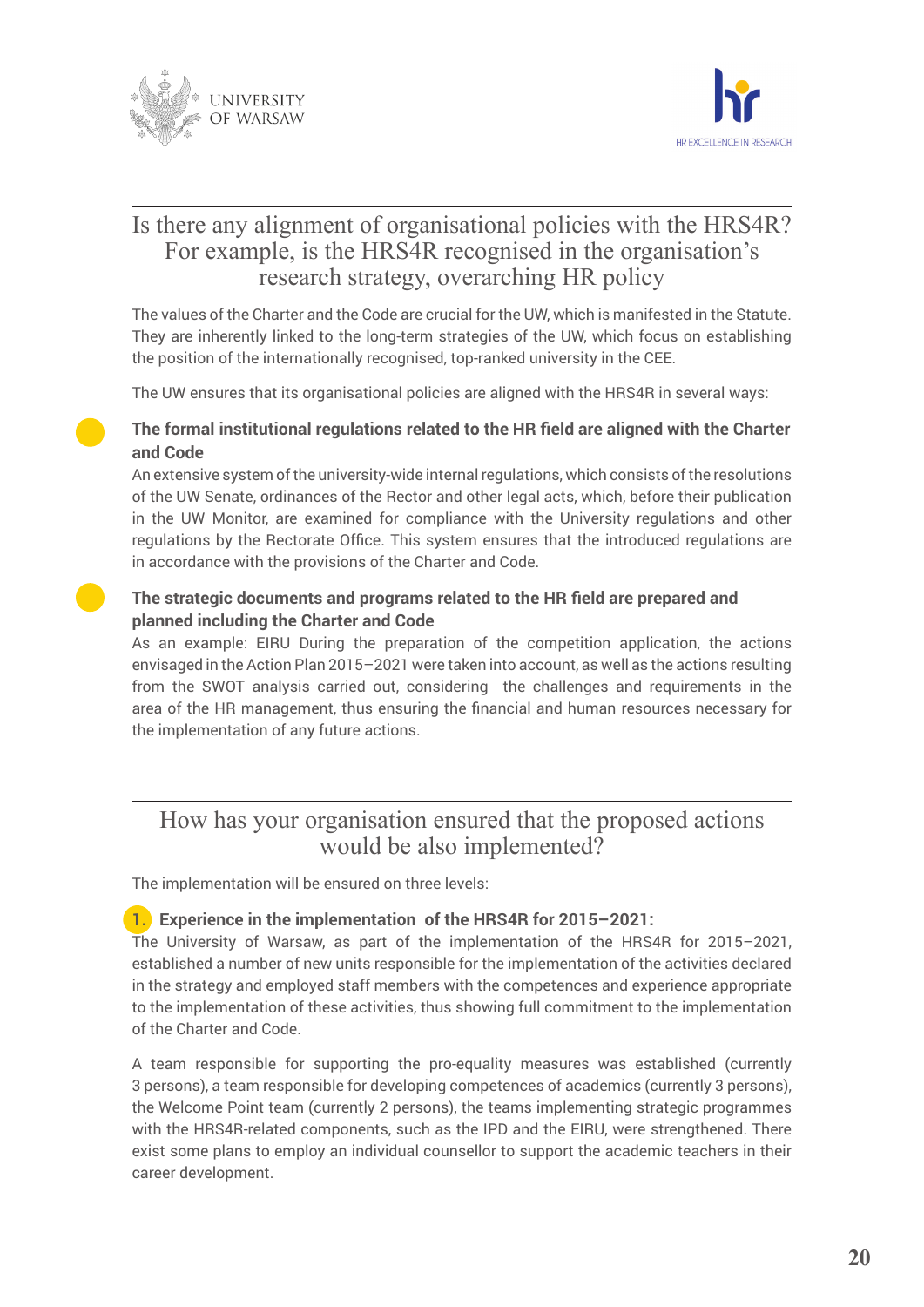## Is there any alignment of organisational policies with the HRS4R? For example, is the HRS4R recognised in the organisation's research strategy, overarching HR policy

The values of the Charter and the Code are crucial for the UW, which is manifested in the Statute. They are inherently linked to the long-term strategies of the UW, which focus on establishing the position of the internationally recognised, top-ranked university in the CEE.

The UW ensures that its organisational policies are aligned with the HRS4R in several ways:

- **The formal institutional regulations related to the HR field are aligned with the Charter and Code**
  An extensive system of the university-wide internal regulations, which consists of the resolutions of the UW Senate, ordinances of the Rector and other legal acts, which, before their publication in the UW Monitor, are examined for compliance with the University regulations and other regulations by the Rectorate Office. This system ensures that the introduced regulations are in accordance with the provisions of the Charter and Code.

- **The strategic documents and programs related to the HR field are prepared and planned including the Charter and Code**
  As an example: EIRU During the preparation of the competition application, the actions envisaged in the Action Plan 2015–2021 were taken into account, as well as the actions resulting from the SWOT analysis carried out, considering the challenges and requirements in the area of the HR management, thus ensuring the financial and human resources necessary for the implementation of any future actions.

## How has your organisation ensured that the proposed actions would be also implemented?

The implementation will be ensured on three levels:

1. **Experience in the implementation of the HRS4R for 2015–2021:**
   The University of Warsaw, as part of the implementation of the HRS4R for 2015–2021, established a number of new units responsible for the implementation of the activities declared in the strategy and employed staff members with the competences and experience appropriate to the implementation of these activities, thus showing full commitment to the implementation of the Charter and Code.

   A team responsible for supporting the pro-equality measures was established (currently 3 persons), a team responsible for developing competences of academics (currently 3 persons), the Welcome Point team (currently 2 persons), the teams implementing strategic programmes with the HRS4R-related components, such as the IPD and the EIRU, were strengthened. There exist some plans to employ an individual counsellor to support the academic teachers in their career development.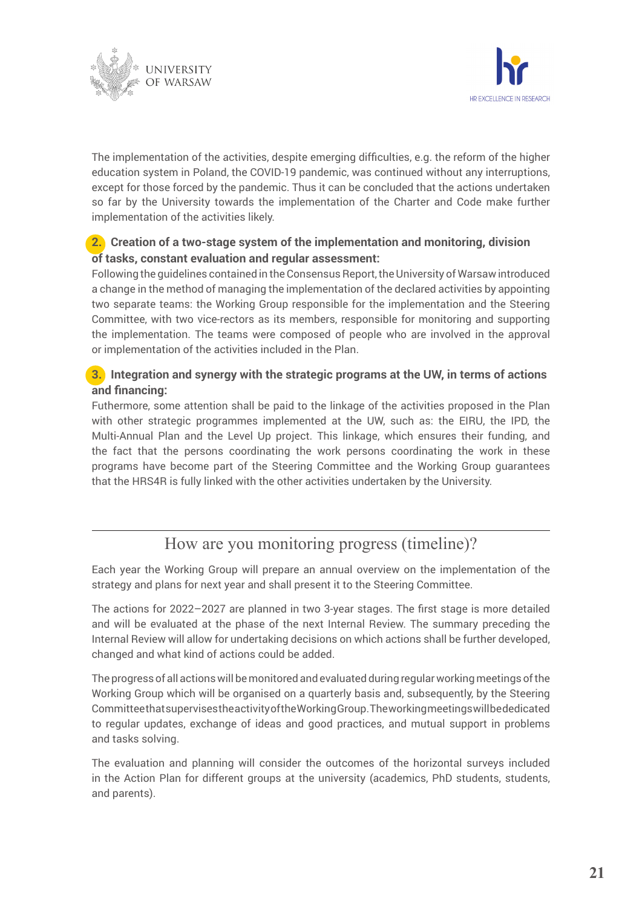The implementation of the activities, despite emerging difficulties, e.g. the reform of the higher education system in Poland, the COVID-19 pandemic, was continued without any interruptions, except for those forced by the pandemic. Thus it can be concluded that the actions undertaken so far by the University towards the implementation of the Charter and Code make further implementation of the activities likely.

**2. Creation of a two-stage system of the implementation and monitoring, division of tasks, constant evaluation and regular assessment:**
Following the guidelines contained in the Consensus Report, the University of Warsaw introduced a change in the method of managing the implementation of the declared activities by appointing two separate teams: the Working Group responsible for the implementation and the Steering Committee, with two vice-rectors as its members, responsible for monitoring and supporting the implementation. The teams were composed of people who are involved in the approval or implementation of the activities included in the Plan.

**3. Integration and synergy with the strategic programs at the UW, in terms of actions and financing:**
Futhermore, some attention shall be paid to the linkage of the activities proposed in the Plan with other strategic programmes implemented at the UW, such as: the EIRU, the IPD, the Multi-Annual Plan and the Level Up project. This linkage, which ensures their funding, and the fact that the persons coordinating the work persons coordinating the work in these programs have become part of the Steering Committee and the Working Group guarantees that the HRS4R is fully linked with the other activities undertaken by the University.

## How are you monitoring progress (timeline)?

Each year the Working Group will prepare an annual overview on the implementation of the strategy and plans for next year and shall present it to the Steering Committee.

The actions for 2022–2027 are planned in two 3-year stages. The first stage is more detailed and will be evaluated at the phase of the next Internal Review. The summary preceding the Internal Review will allow for undertaking decisions on which actions shall be further developed, changed and what kind of actions could be added.

The progress of all actions will be monitored and evaluated during regular working meetings of the Working Group which will be organised on a quarterly basis and, subsequently, by the Steering Committee that supervises the activity of the Working Group. The working meetings will be dedicated to regular updates, exchange of ideas and good practices, and mutual support in problems and tasks solving.

The evaluation and planning will consider the outcomes of the horizontal surveys included in the Action Plan for different groups at the university (academics, PhD students, students, and parents).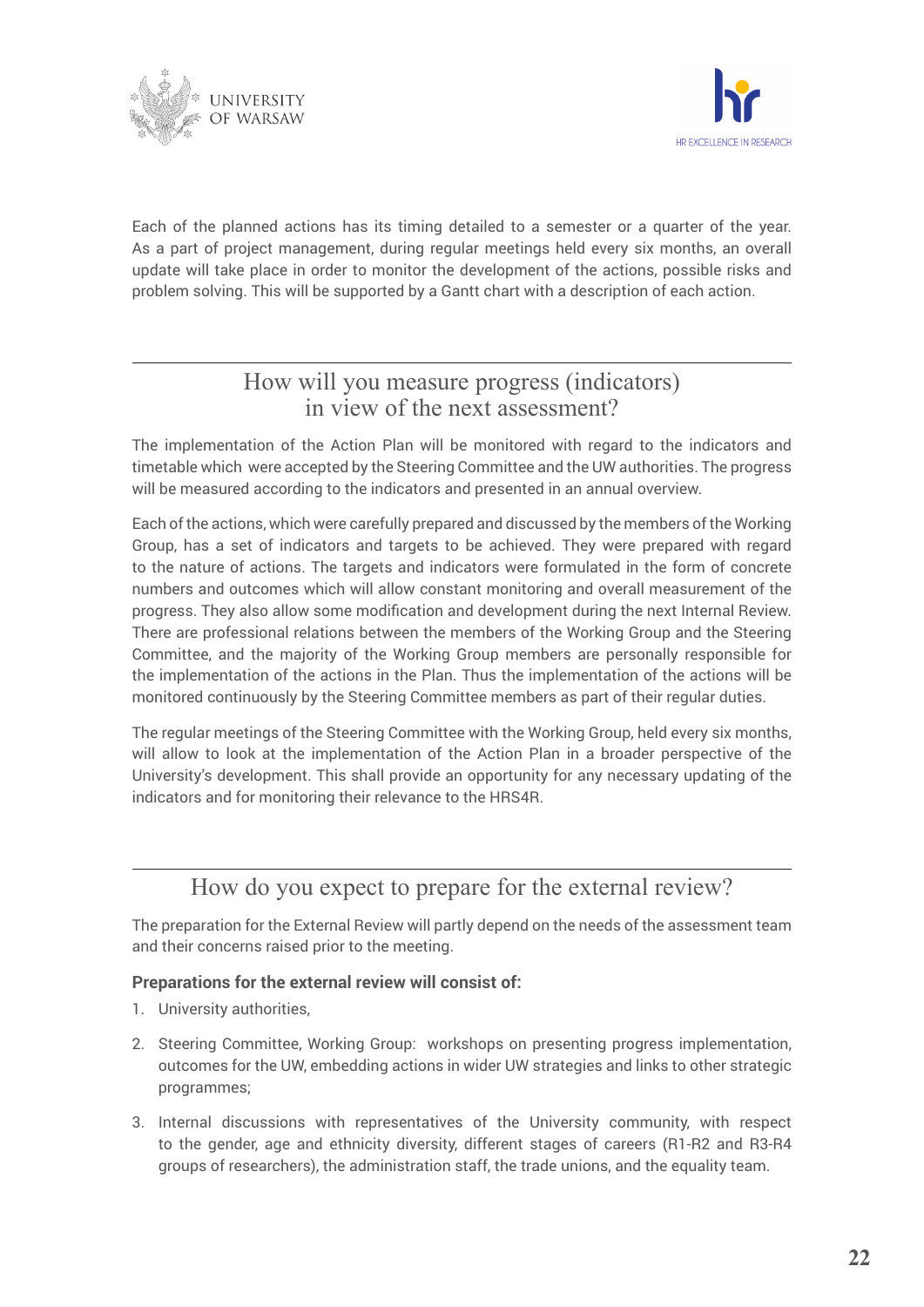Each of the planned actions has its timing detailed to a semester or a quarter of the year. As a part of project management, during regular meetings held every six months, an overall update will take place in order to monitor the development of the actions, possible risks and problem solving. This will be supported by a Gantt chart with a description of each action.

## How will you measure progress (indicators) in view of the next assessment?

The implementation of the Action Plan will be monitored with regard to the indicators and timetable which were accepted by the Steering Committee and the UW authorities. The progress will be measured according to the indicators and presented in an annual overview.

Each of the actions, which were carefully prepared and discussed by the members of the Working Group, has a set of indicators and targets to be achieved. They were prepared with regard to the nature of actions. The targets and indicators were formulated in the form of concrete numbers and outcomes which will allow constant monitoring and overall measurement of the progress. They also allow some modification and development during the next Internal Review. There are professional relations between the members of the Working Group and the Steering Committee, and the majority of the Working Group members are personally responsible for the implementation of the actions in the Plan. Thus the implementation of the actions will be monitored continuously by the Steering Committee members as part of their regular duties.

The regular meetings of the Steering Committee with the Working Group, held every six months, will allow to look at the implementation of the Action Plan in a broader perspective of the University's development. This shall provide an opportunity for any necessary updating of the indicators and for monitoring their relevance to the HRS4R.

## How do you expect to prepare for the external review?

The preparation for the External Review will partly depend on the needs of the assessment team and their concerns raised prior to the meeting.

**Preparations for the external review will consist of:**

1. University authorities,
2. Steering Committee, Working Group: workshops on presenting progress implementation, outcomes for the UW, embedding actions in wider UW strategies and links to other strategic programmes;
3. Internal discussions with representatives of the University community, with respect to the gender, age and ethnicity diversity, different stages of careers (R1-R2 and R3-R4 groups of researchers), the administration staff, the trade unions, and the equality team.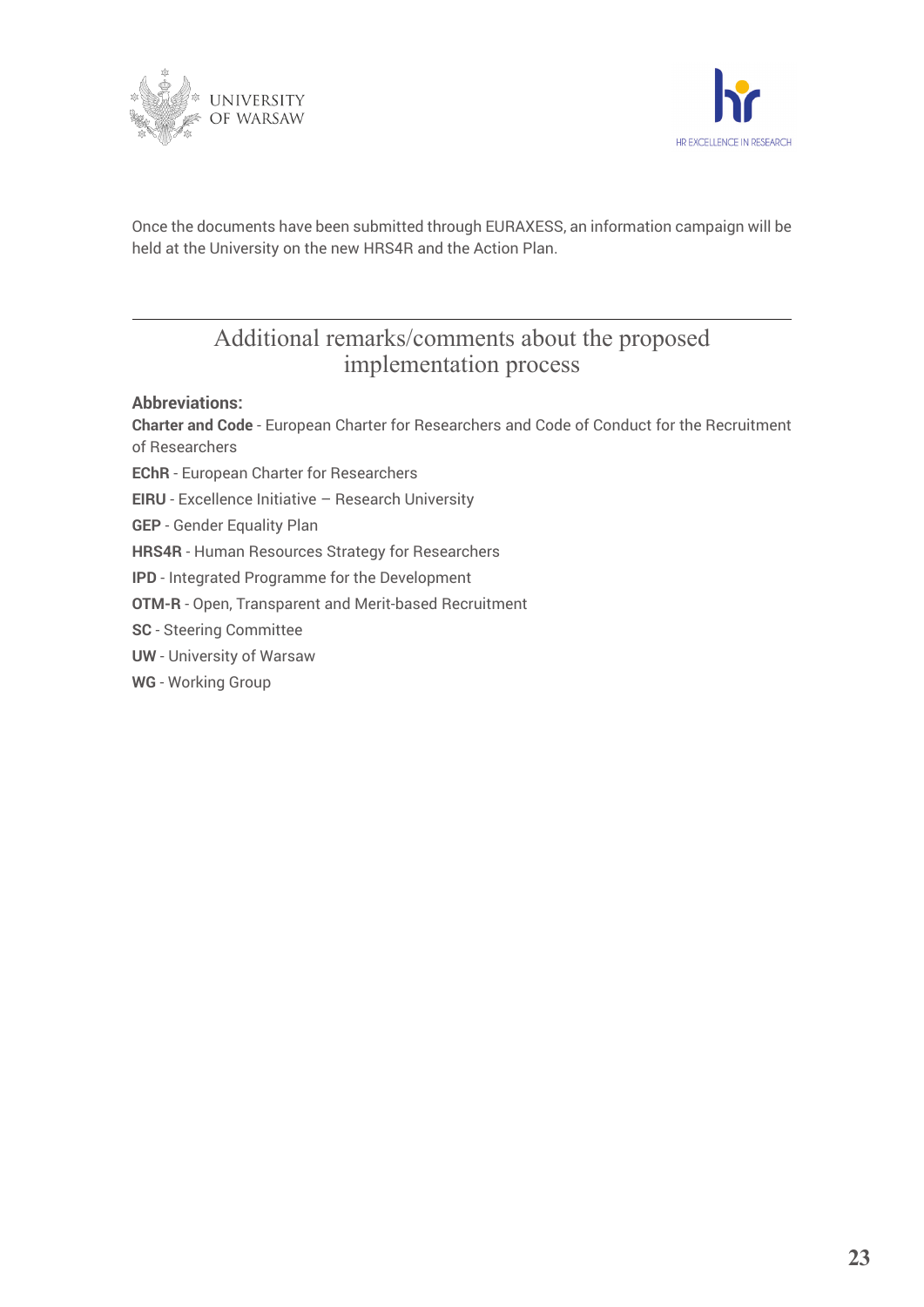Once the documents have been submitted through EURAXESS, an information campaign will be held at the University on the new HRS4R and the Action Plan.

## Additional remarks/comments about the proposed implementation process

**Abbreviations:**

**Charter and Code** - European Charter for Researchers and Code of Conduct for the Recruitment of Researchers

**EChR** - European Charter for Researchers

**EIRU** - Excellence Initiative – Research University

**GEP** - Gender Equality Plan

**HRS4R** - Human Resources Strategy for Researchers

**IPD** - Integrated Programme for the Development

**OTM-R** - Open, Transparent and Merit-based Recruitment

**SC** - Steering Committee

**UW** - University of Warsaw

**WG** - Working Group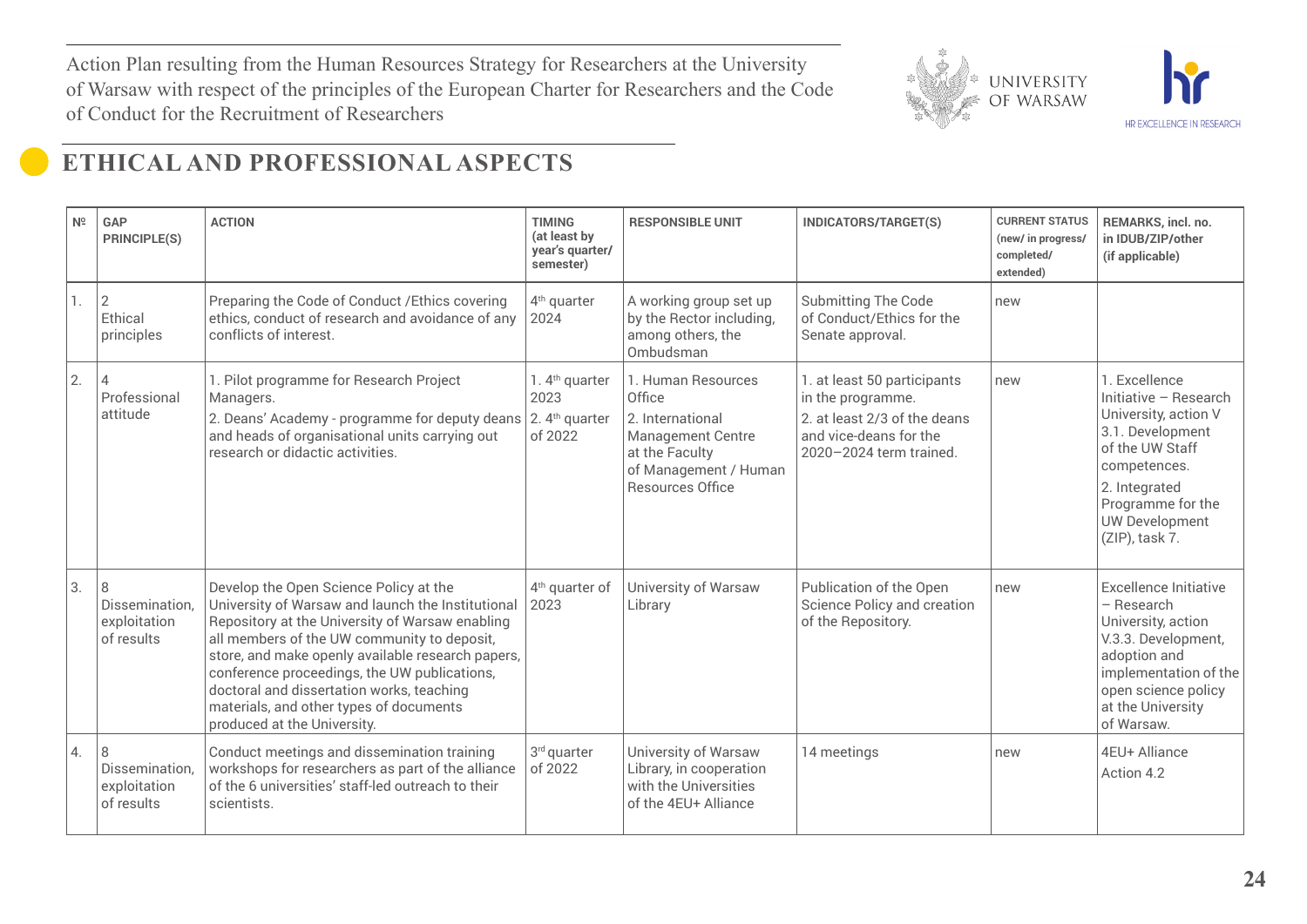Action Plan resulting from the Human Resources Strategy for Researchers at the University of Warsaw with respect of the principles of the European Charter for Researchers and the Code of Conduct for the Recruitment of Researchers

## ETHICAL AND PROFESSIONAL ASPECTS

| № | GAP PRINCIPLE(S) | ACTION | TIMING (at least by year's quarter/ semester) | RESPONSIBLE UNIT | INDICATORS/TARGET(S) | CURRENT STATUS (new/ in progress/ completed/ extended) | REMARKS, incl. no. in IDUB/ZIP/other (if applicable) |
|---|---|---|---|---|---|---|---|
| 1. | 2 Ethical principles | Preparing the Code of Conduct /Ethics covering ethics, conduct of research and avoidance of any conflicts of interest. | 4th quarter 2024 | A working group set up by the Rector including, among others, the Ombudsman | Submitting The Code of Conduct/Ethics for the Senate approval. | new | |
| 2. | 4 Professional attitude | 1. Pilot programme for Research Project Managers.<br>2. Deans' Academy - programme for deputy deans and heads of organisational units carrying out research or didactic activities. | 1. 4th quarter 2023<br>2. 4th quarter of 2022 | 1. Human Resources Office<br>2. International Management Centre at the Faculty of Management / Human Resources Office | 1. at least 50 participants in the programme.<br>2. at least 2/3 of the deans and vice-deans for the 2020–2024 term trained. | new | 1. Excellence Initiative – Research University, action V 3.1. Development of the UW Staff competences.<br>2. Integrated Programme for the UW Development (ZIP), task 7. |
| 3. | 8 Dissemination, exploitation of results | Develop the Open Science Policy at the University of Warsaw and launch the Institutional Repository at the University of Warsaw enabling all members of the UW community to deposit, store, and make openly available research papers, conference proceedings, the UW publications, doctoral and dissertation works, teaching materials, and other types of documents produced at the University. | 4th quarter of 2023 | University of Warsaw Library | Publication of the Open Science Policy and creation of the Repository. | new | Excellence Initiative – Research University, action V.3.3. Development, adoption and implementation of the open science policy at the University of Warsaw. |
| 4. | 8 Dissemination, exploitation of results | Conduct meetings and dissemination training workshops for researchers as part of the alliance of the 6 universities' staff-led outreach to their scientists. | 3rd quarter of 2022 | University of Warsaw Library, in cooperation with the Universities of the 4EU+ Alliance | 14 meetings | new | 4EU+ Alliance Action 4.2 |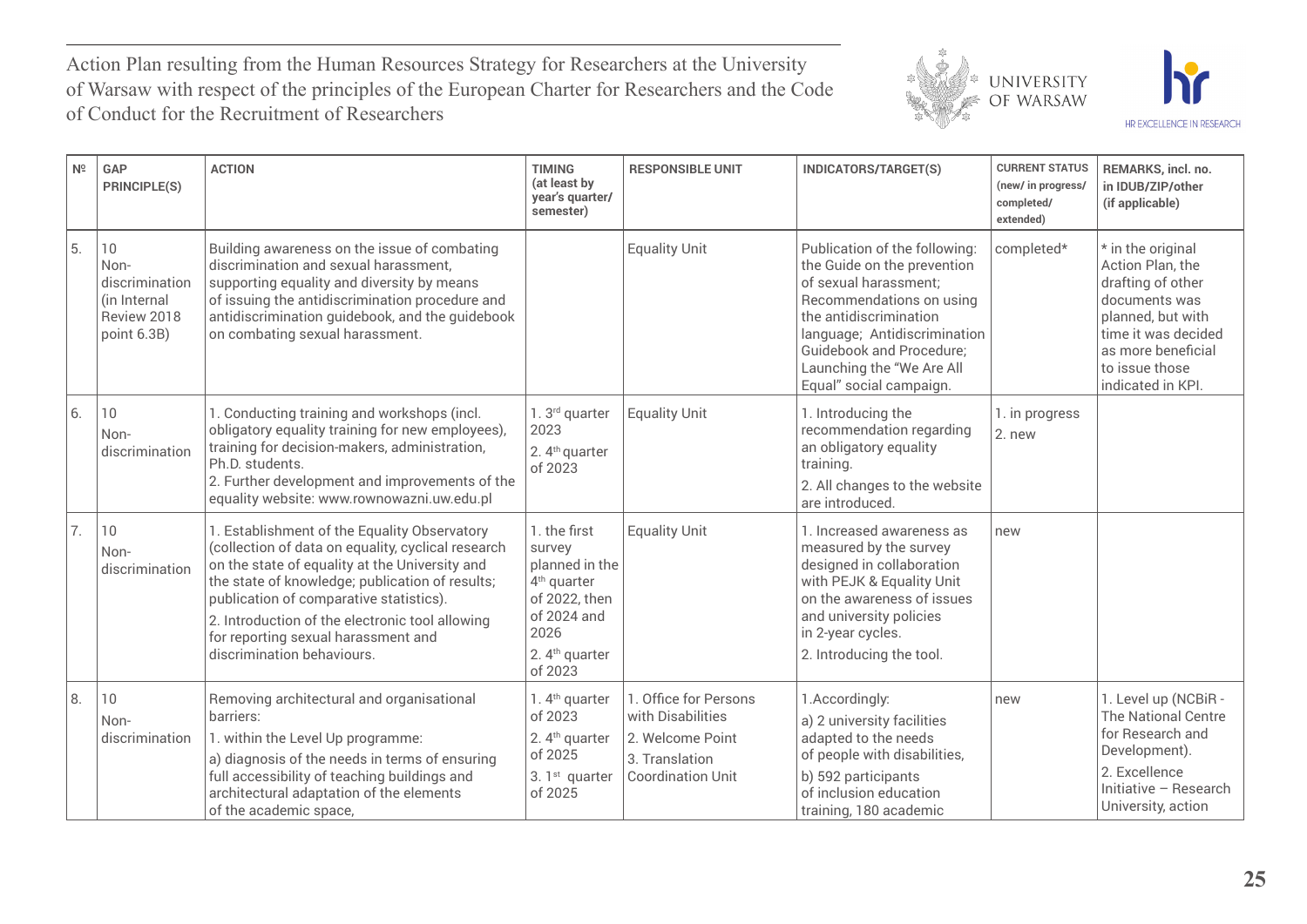Action Plan resulting from the Human Resources Strategy for Researchers at the University of Warsaw with respect of the principles of the European Charter for Researchers and the Code of Conduct for the Recruitment of Researchers

| № | GAP PRINCIPLE(S) | ACTION | TIMING (at least by year's quarter/ semester) | RESPONSIBLE UNIT | INDICATORS/TARGET(S) | CURRENT STATUS (new/ in progress/ completed/ extended) | REMARKS, incl. no. in IDUB/ZIP/other (if applicable) |
|---|---|---|---|---|---|---|---|
| 5. | 10 Non-discrimination (in Internal Review 2018 point 6.3B) | Building awareness on the issue of combating discrimination and sexual harassment, supporting equality and diversity by means of issuing the antidiscrimination procedure and antidiscrimination guidebook, and the guidebook on combating sexual harassment. | | Equality Unit | Publication of the following: the Guide on the prevention of sexual harassment; Recommendations on using the antidiscrimination language; Antidiscrimination Guidebook and Procedure; Launching the "We Are All Equal" social campaign. | completed* | * in the original Action Plan, the drafting of other documents was planned, but with time it was decided as more beneficial to issue those indicated in KPI. |
| 6. | 10 Non-discrimination | 1. Conducting training and workshops (incl. obligatory equality training for new employees), training for decision-makers, administration, Ph.D. students.<br>2. Further development and improvements of the equality website: www.rownowazni.uw.edu.pl | 1. 3rd quarter 2023<br>2. 4th quarter of 2023 | Equality Unit | 1. Introducing the recommendation regarding an obligatory equality training.<br>2. All changes to the website are introduced. | 1. in progress<br>2. new | |
| 7. | 10 Non-discrimination | 1. Establishment of the Equality Observatory (collection of data on equality, cyclical research on the state of equality at the University and the state of knowledge; publication of results; publication of comparative statistics).<br>2. Introduction of the electronic tool allowing for reporting sexual harassment and discrimination behaviours. | 1. the first survey planned in the 4th quarter of 2022, then of 2024 and 2026<br>2. 4th quarter of 2023 | Equality Unit | 1. Increased awareness as measured by the survey designed in collaboration with PEJK & Equality Unit on the awareness of issues and university policies in 2-year cycles.<br>2. Introducing the tool. | new | |
| 8. | 10 Non-discrimination | Removing architectural and organisational barriers:<br>1. within the Level Up programme:<br>a) diagnosis of the needs in terms of ensuring full accessibility of teaching buildings and architectural adaptation of the elements of the academic space, | 1. 4th quarter of 2023<br>2. 4th quarter of 2025<br>3. 1st quarter of 2025 | 1. Office for Persons with Disabilities<br>2. Welcome Point<br>3. Translation Coordination Unit | 1.Accordingly:<br>a) 2 university facilities adapted to the needs of people with disabilities,<br>b) 592 participants of inclusion education training, 180 academic | new | 1. Level up (NCBiR - The National Centre for Research and Development).<br>2. Excellence Initiative – Research University, action |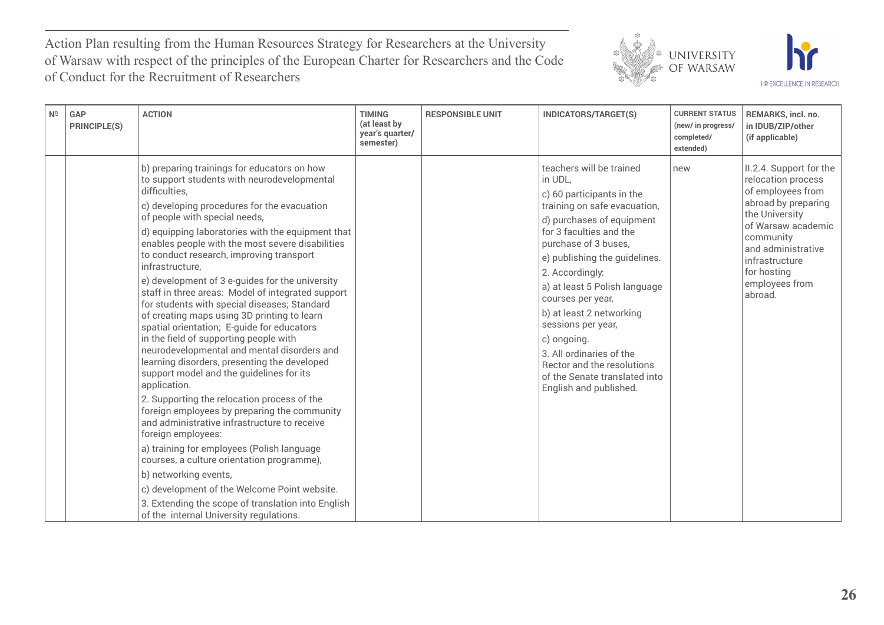| № | GAP PRINCIPLE(S) | ACTION | TIMING (at least by year's quarter/ semester) | RESPONSIBLE UNIT | INDICATORS/TARGET(S) | CURRENT STATUS (new/ in progress/ completed/ extended) | REMARKS, incl. no. in IDUB/ZIP/other (if applicable) |
|---|---|---|---|---|---|---|---|
| | | b) preparing trainings for educators on how to support students with neurodevelopmental difficulties,<br>c) developing procedures for the evacuation of people with special needs,<br>d) equipping laboratories with the equipment that enables people with the most severe disabilities to conduct research, improving transport infrastructure,<br>e) development of 3 e-guides for the university staff in three areas: Model of integrated support for students with special diseases; Standard of creating maps using 3D printing to learn spatial orientation; E-guide for educators in the field of supporting people with neurodevelopmental and mental disorders and learning disorders, presenting the developed support model and the guidelines for its application.<br>2. Supporting the relocation process of the foreign employees by preparing the community and administrative infrastructure to receive foreign employees:<br>a) training for employees (Polish language courses, a culture orientation programme),<br>b) networking events,<br>c) development of the Welcome Point website.<br>3. Extending the scope of translation into English of the internal University regulations. | | | teachers will be trained in UDL,<br>c) 60 participants in the training on safe evacuation,<br>d) purchases of equipment for 3 faculties and the purchase of 3 buses,<br>e) publishing the guidelines.<br>2. Accordingly:<br>a) at least 5 Polish language courses per year,<br>b) at least 2 networking sessions per year,<br>c) ongoing.<br>3. All ordinaries of the Rector and the resolutions of the Senate translated into English and published. | new | II.2.4. Support for the relocation process of employees from abroad by preparing the University of Warsaw academic community and administrative infrastructure for hosting employees from abroad. |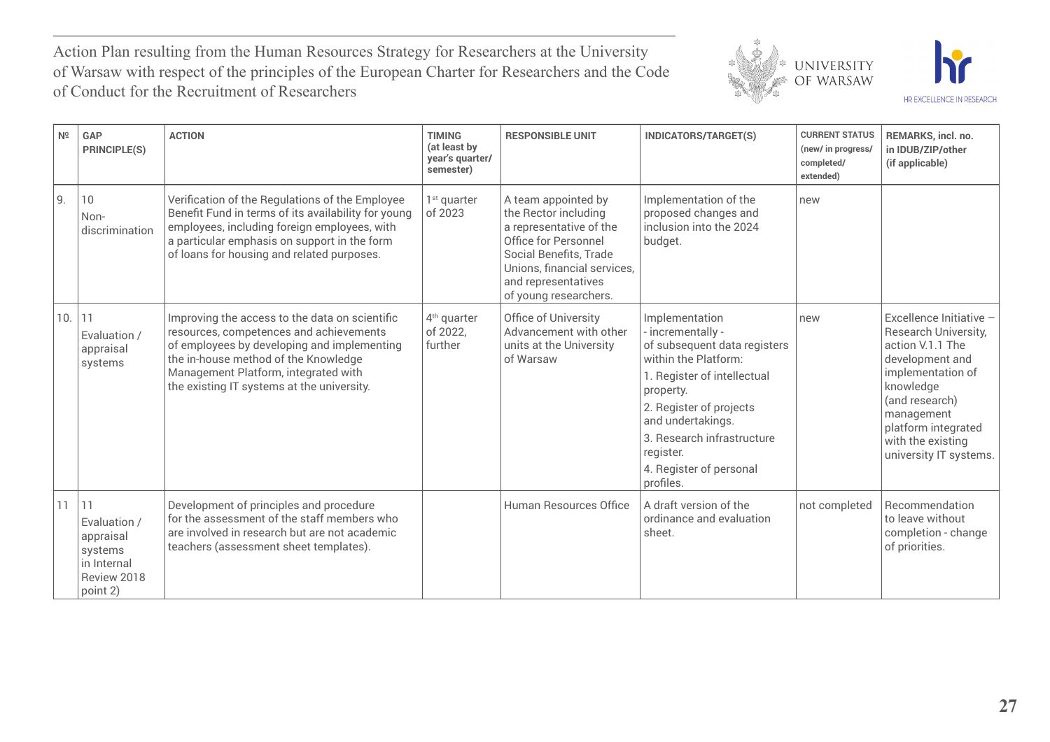Action Plan resulting from the Human Resources Strategy for Researchers at the University of Warsaw with respect of the principles of the European Charter for Researchers and the Code of Conduct for the Recruitment of Researchers

| № | GAP PRINCIPLE(S) | ACTION | TIMING (at least by year's quarter/ semester) | RESPONSIBLE UNIT | INDICATORS/TARGET(S) | CURRENT STATUS (new/ in progress/ completed/ extended) | REMARKS, incl. no. in IDUB/ZIP/other (if applicable) |
|---|---|---|---|---|---|---|---|
| 9. | 10 Non-discrimination | Verification of the Regulations of the Employee Benefit Fund in terms of its availability for young employees, including foreign employees, with a particular emphasis on support in the form of loans for housing and related purposes. | 1st quarter of 2023 | A team appointed by the Rector including a representative of the Office for Personnel Social Benefits, Trade Unions, financial services, and representatives of young researchers. | Implementation of the proposed changes and inclusion into the 2024 budget. | new | |
| 10. | 11 Evaluation / appraisal systems | Improving the access to the data on scientific resources, competences and achievements of employees by developing and implementing the in-house method of the Knowledge Management Platform, integrated with the existing IT systems at the university. | 4th quarter of 2022, further | Office of University Advancement with other units at the University of Warsaw | Implementation - incrementally - of subsequent data registers within the Platform:<br>1. Register of intellectual property.<br>2. Register of projects and undertakings.<br>3. Research infrastructure register.<br>4. Register of personal profiles. | new | Excellence Initiative – Research University, action V.1.1 The development and implementation of knowledge (and research) management platform integrated with the existing university IT systems. |
| 11 | 11 Evaluation / appraisal systems in Internal Review 2018 point 2) | Development of principles and procedure for the assessment of the staff members who are involved in research but are not academic teachers (assessment sheet templates). | | Human Resources Office | A draft version of the ordinance and evaluation sheet. | not completed | Recommendation to leave without completion - change of priorities. |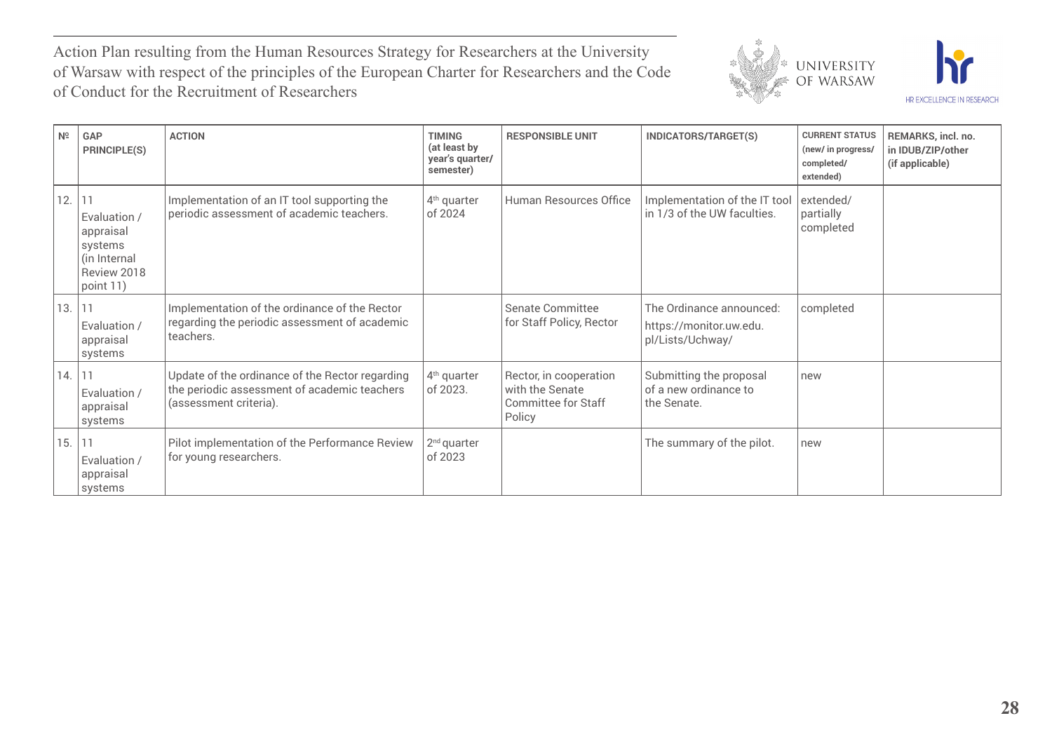| Nº | GAP PRINCIPLE(S) | ACTION | TIMING (at least by year's quarter/ semester) | RESPONSIBLE UNIT | INDICATORS/TARGET(S) | CURRENT STATUS (new/ in progress/ completed/ extended) | REMARKS, incl. no. in IDUB/ZIP/other (if applicable) |
|---|---|---|---|---|---|---|---|
| 12. | 11 Evaluation / appraisal systems (in Internal Review 2018 point 11) | Implementation of an IT tool supporting the periodic assessment of academic teachers. | 4th quarter of 2024 | Human Resources Office | Implementation of the IT tool in 1/3 of the UW faculties. | extended/ partially completed | |
| 13. | 11 Evaluation / appraisal systems | Implementation of the ordinance of the Rector regarding the periodic assessment of academic teachers. | | Senate Committee for Staff Policy, Rector | The Ordinance announced: https://monitor.uw.edu.pl/Lists/Uchway/ | completed | |
| 14. | 11 Evaluation / appraisal systems | Update of the ordinance of the Rector regarding the periodic assessment of academic teachers (assessment criteria). | 4th quarter of 2023. | Rector, in cooperation with the Senate Committee for Staff Policy | Submitting the proposal of a new ordinance to the Senate. | new | |
| 15. | 11 Evaluation / appraisal systems | Pilot implementation of the Performance Review for young researchers. | 2nd quarter of 2023 | | The summary of the pilot. | new | |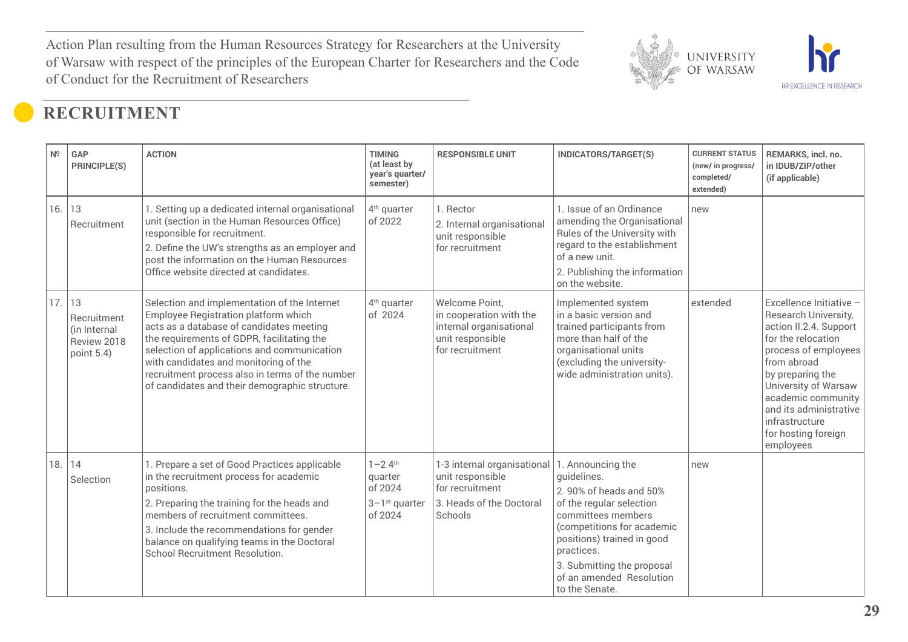## RECRUITMENT

| № | GAP PRINCIPLE(S) | ACTION | TIMING (at least by year's quarter/ semester) | RESPONSIBLE UNIT | INDICATORS/TARGET(S) | CURRENT STATUS (new/ in progress/ completed/ extended) | REMARKS, incl. no. in IDUB/ZIP/other (if applicable) |
|---|---|---|---|---|---|---|---|
| 16. | 13 Recruitment | 1. Setting up a dedicated internal organisational unit (section in the Human Resources Office) responsible for recruitment.<br>2. Define the UW's strengths as an employer and post the information on the Human Resources Office website directed at candidates. | 4th quarter of 2022 | 1. Rector<br>2. Internal organisational unit responsible for recruitment | 1. Issue of an Ordinance amending the Organisational Rules of the University with regard to the establishment of a new unit.<br>2. Publishing the information on the website. | new | |
| 17. | 13 Recruitment (in Internal Review 2018 point 5.4) | Selection and implementation of the Internet Employee Registration platform which acts as a database of candidates meeting the requirements of GDPR, facilitating the selection of applications and communication with candidates and monitoring of the recruitment process also in terms of the number of candidates and their demographic structure. | 4th quarter of 2024 | Welcome Point, in cooperation with the internal organisational unit responsible for recruitment | Implemented system in a basic version and trained participants from more than half of the organisational units (excluding the university-wide administration units). | extended | Excellence Initiative – Research University, action II.2.4. Support for the relocation process of employees from abroad by preparing the University of Warsaw academic community and its administrative infrastructure for hosting foreign employees |
| 18. | 14 Selection | 1. Prepare a set of Good Practices applicable in the recruitment process for academic positions.<br>2. Preparing the training for the heads and members of recruitment committees.<br>3. Include the recommendations for gender balance on qualifying teams in the Doctoral School Recruitment Resolution. | 1–2 4th quarter of 2024<br>3–1st quarter of 2024 | 1-3 internal organisational unit responsible for recruitment<br>3. Heads of the Doctoral Schools | 1. Announcing the guidelines.<br>2. 90% of heads and 50% of the regular selection committees members (competitions for academic positions) trained in good practices.<br>3. Submitting the proposal of an amended Resolution to the Senate. | new | |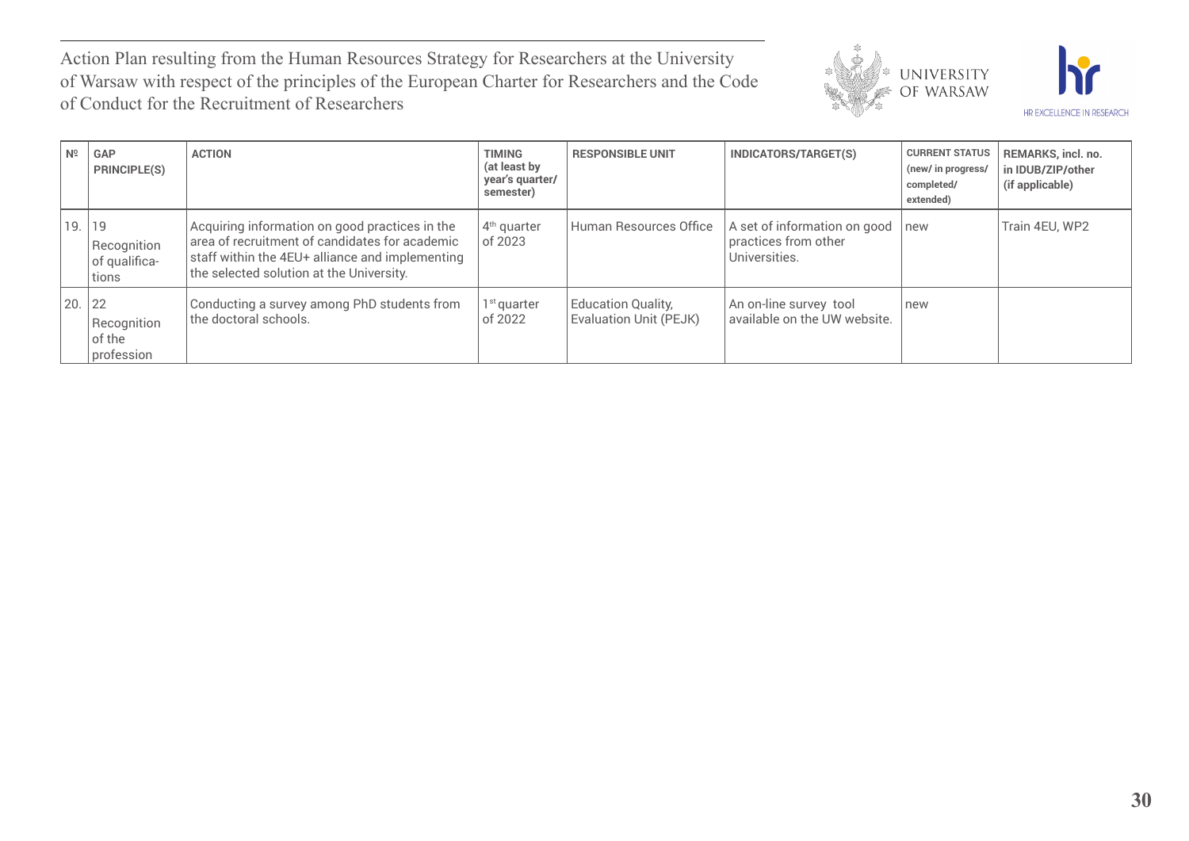| № | GAP PRINCIPLE(S) | ACTION | TIMING (at least by year's quarter/ semester) | RESPONSIBLE UNIT | INDICATORS/TARGET(S) | CURRENT STATUS (new/ in progress/ completed/ extended) | REMARKS, incl. no. in IDUB/ZIP/other (if applicable) |
|---|---|---|---|---|---|---|---|
| 19. | 19 Recognition of qualifications | Acquiring information on good practices in the area of recruitment of candidates for academic staff within the 4EU+ alliance and implementing the selected solution at the University. | 4th quarter of 2023 | Human Resources Office | A set of information on good practices from other Universities. | new | Train 4EU, WP2 |
| 20. | 22 Recognition of the profession | Conducting a survey among PhD students from the doctoral schools. | 1st quarter of 2022 | Education Quality, Evaluation Unit (PEJK) | An on-line survey tool available on the UW website. | new | |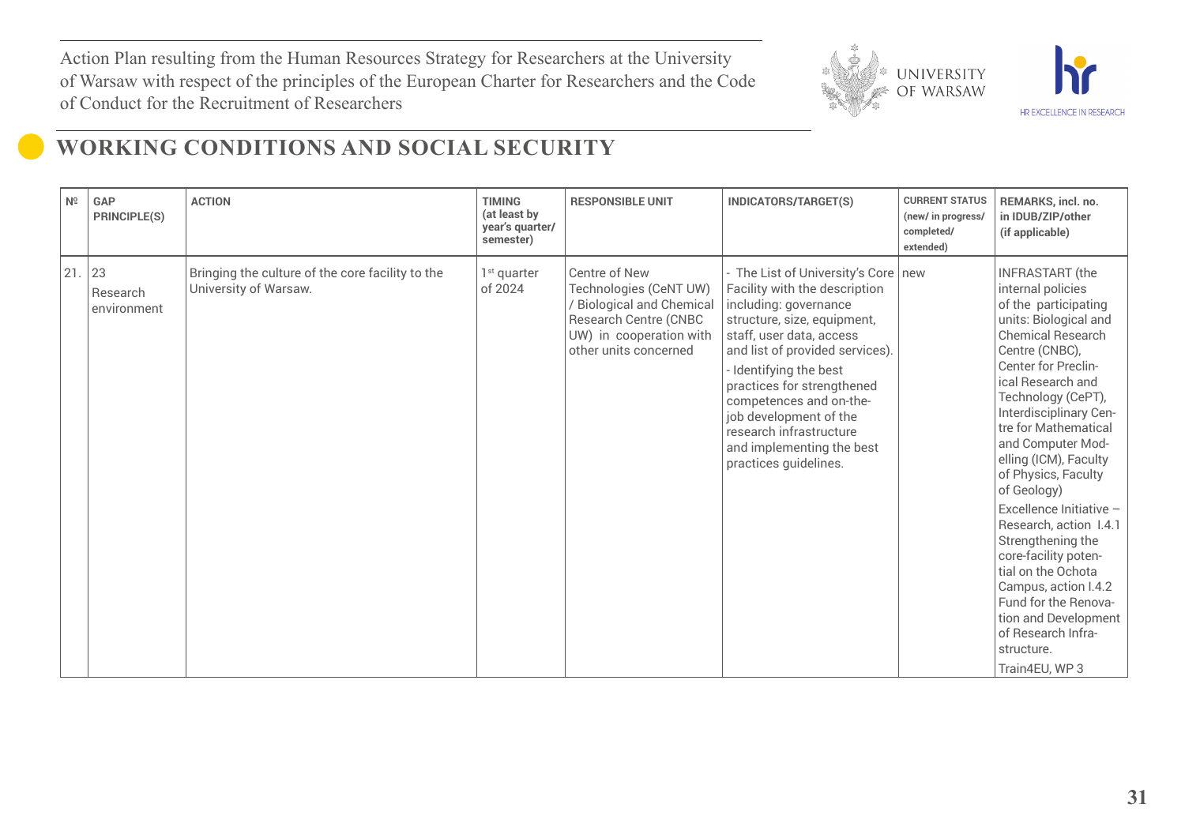# WORKING CONDITIONS AND SOCIAL SECURITY

| № | GAP PRINCIPLE(S) | ACTION | TIMING (at least by year's quarter/ semester) | RESPONSIBLE UNIT | INDICATORS/TARGET(S) | CURRENT STATUS (new/ in progress/ completed/ extended) | REMARKS, incl. no. in IDUB/ZIP/other (if applicable) |
|---|---|---|---|---|---|---|---|
| 21. | 23 Research environment | Bringing the culture of the core facility to the University of Warsaw. | 1st quarter of 2024 | Centre of New Technologies (CeNT UW) / Biological and Chemical Research Centre (CNBC UW) in cooperation with other units concerned | - The List of University's Core Facility with the description including: governance structure, size, equipment, staff, user data, access and list of provided services).<br>- Identifying the best practices for strengthened competences and on-the-job development of the research infrastructure and implementing the best practices guidelines. | new | INFRASTART (the internal policies of the participating units: Biological and Chemical Research Centre (CNBC), Center for Preclinical Research and Technology (CePT), Interdisciplinary Centre for Mathematical and Computer Modelling (ICM), Faculty of Physics, Faculty of Geology)<br>Excellence Initiative – Research, action I.4.1 Strengthening the core-facility potential on the Ochota Campus, action I.4.2 Fund for the Renovation and Development of Research Infrastructure.<br>Train4EU, WP 3 |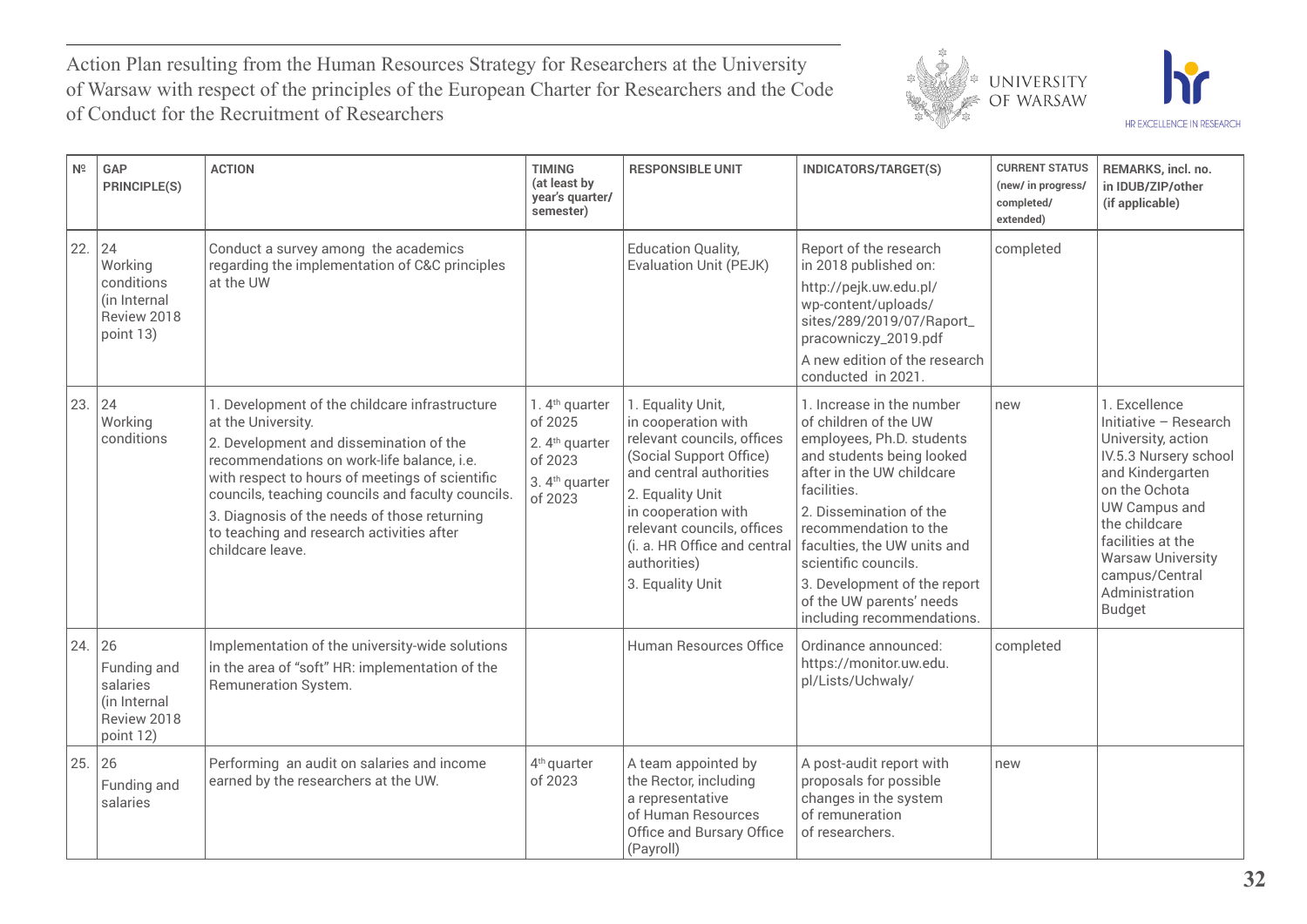| № | GAP PRINCIPLE(S) | ACTION | TIMING (at least by year's quarter/ semester) | RESPONSIBLE UNIT | INDICATORS/TARGET(S) | CURRENT STATUS (new/ in progress/ completed/ extended) | REMARKS, incl. no. in IDUB/ZIP/other (if applicable) |
|---|---|---|---|---|---|---|---|
| 22. | 24 Working conditions (in Internal Review 2018 point 13) | Conduct a survey among the academics regarding the implementation of C&C principles at the UW | | Education Quality, Evaluation Unit (PEJK) | Report of the research in 2018 published on: http://pejk.uw.edu.pl/wp-content/uploads/sites/289/2019/07/Raport_pracowniczy_2019.pdf A new edition of the research conducted in 2021. | completed | |
| 23. | 24 Working conditions | 1. Development of the childcare infrastructure at the University. 2. Development and dissemination of the recommendations on work-life balance, i.e. with respect to hours of meetings of scientific councils, teaching councils and faculty councils. 3. Diagnosis of the needs of those returning to teaching and research activities after childcare leave. | 1. 4th quarter of 2025 2. 4th quarter of 2023 3. 4th quarter of 2023 | 1. Equality Unit, in cooperation with relevant councils, offices (Social Support Office) and central authorities 2. Equality Unit in cooperation with relevant councils, offices (i. a. HR Office and central authorities) 3. Equality Unit | 1. Increase in the number of children of the UW employees, Ph.D. students and students being looked after in the UW childcare facilities. 2. Dissemination of the recommendation to the faculties, the UW units and scientific councils. 3. Development of the report of the UW parents' needs including recommendations. | new | 1. Excellence Initiative – Research University, action IV.5.3 Nursery school and Kindergarten on the Ochota UW Campus and the childcare facilities at the Warsaw University campus/Central Administration Budget |
| 24. | 26 Funding and salaries (in Internal Review 2018 point 12) | Implementation of the university-wide solutions in the area of "soft" HR: implementation of the Remuneration System. | | Human Resources Office | Ordinance announced: https://monitor.uw.edu.pl/Lists/Uchwaly/ | completed | |
| 25. | 26 Funding and salaries | Performing an audit on salaries and income earned by the researchers at the UW. | 4th quarter of 2023 | A team appointed by the Rector, including a representative of Human Resources Office and Bursary Office (Payroll) | A post-audit report with proposals for possible changes in the system of remuneration of researchers. | new | |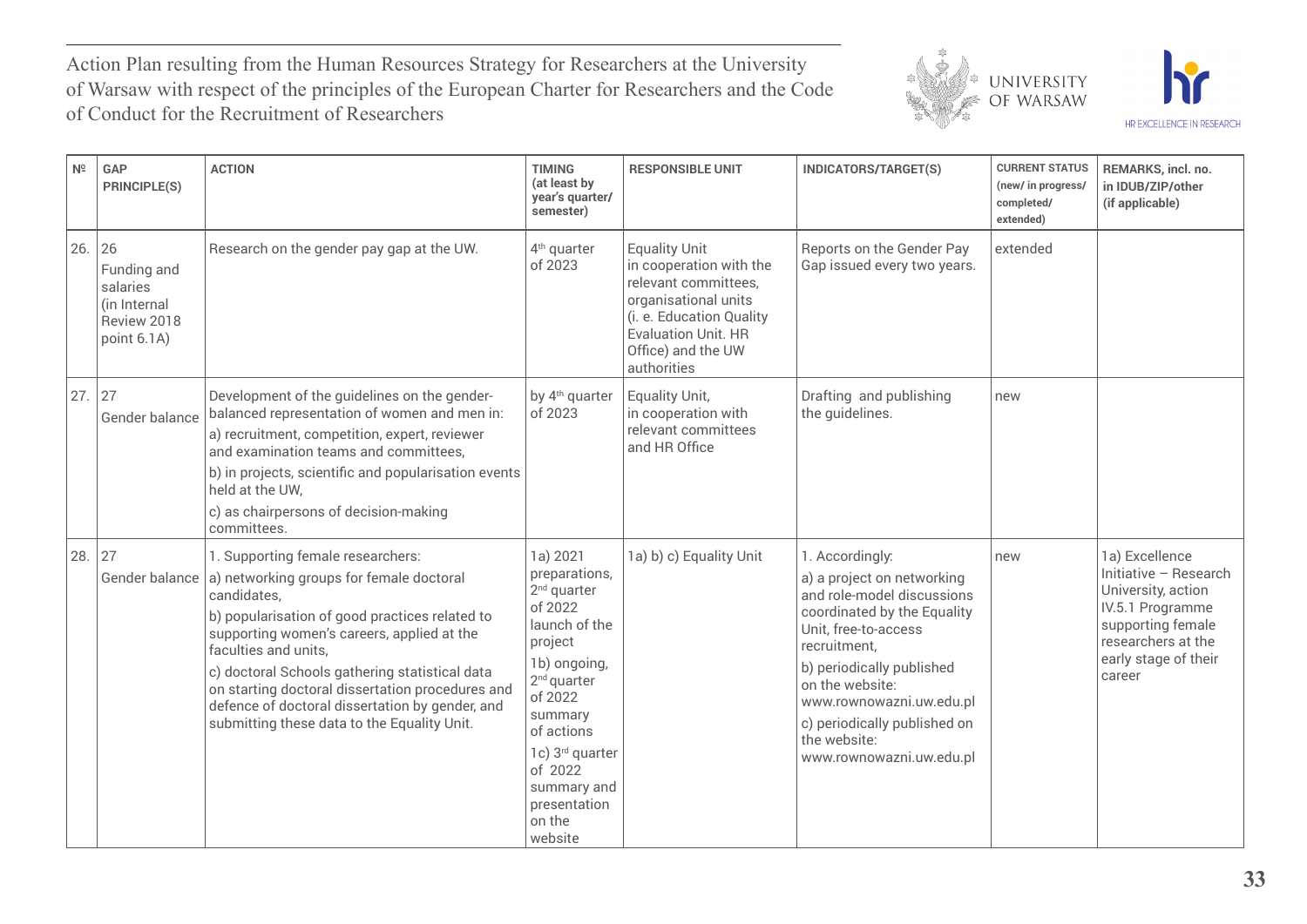| № | GAP PRINCIPLE(S) | ACTION | TIMING (at least by year's quarter/ semester) | RESPONSIBLE UNIT | INDICATORS/TARGET(S) | CURRENT STATUS (new/ in progress/ completed/ extended) | REMARKS, incl. no. in IDUB/ZIP/other (if applicable) |
|---|---|---|---|---|---|---|---|
| 26. | 26 Funding and salaries (in Internal Review 2018 point 6.1A) | Research on the gender pay gap at the UW. | 4th quarter of 2023 | Equality Unit in cooperation with the relevant committees, organisational units (i. e. Education Quality Evaluation Unit. HR Office) and the UW authorities | Reports on the Gender Pay Gap issued every two years. | extended | |
| 27. | 27 Gender balance | Development of the guidelines on the gender-balanced representation of women and men in:<br>a) recruitment, competition, expert, reviewer and examination teams and committees,<br>b) in projects, scientific and popularisation events held at the UW,<br>c) as chairpersons of decision-making committees. | by 4th quarter of 2023 | Equality Unit, in cooperation with relevant committees and HR Office | Drafting and publishing the guidelines. | new | |
| 28. | 27 Gender balance | 1. Supporting female researchers:<br>a) networking groups for female doctoral candidates,<br>b) popularisation of good practices related to supporting women's careers, applied at the faculties and units,<br>c) doctoral Schools gathering statistical data on starting doctoral dissertation procedures and defence of doctoral dissertation by gender, and submitting these data to the Equality Unit. | 1a) 2021 preparations, 2nd quarter of 2022 launch of the project<br>1b) ongoing, 2nd quarter of 2022 summary of actions<br>1c) 3rd quarter of 2022 summary and presentation on the website | 1a) b) c) Equality Unit | 1. Accordingly:<br>a) a project on networking and role-model discussions coordinated by the Equality Unit, free-to-access recruitment,<br>b) periodically published on the website: www.rownowazni.uw.edu.pl<br>c) periodically published on the website: www.rownowazni.uw.edu.pl | new | 1a) Excellence Initiative – Research University, action IV.5.1 Programme supporting female researchers at the early stage of their career |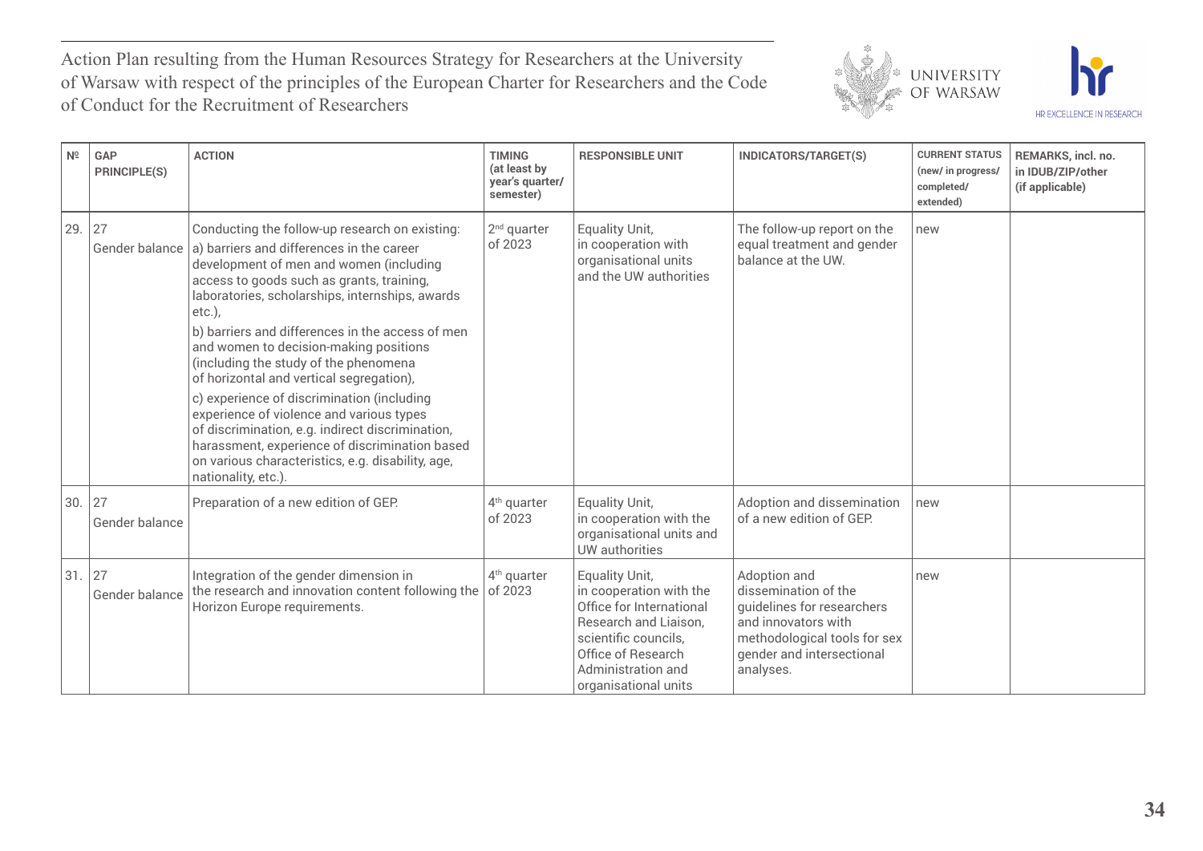| № | GAP PRINCIPLE(S) | ACTION | TIMING (at least by year's quarter/ semester) | RESPONSIBLE UNIT | INDICATORS/TARGET(S) | CURRENT STATUS (new/ in progress/ completed/ extended) | REMARKS, incl. no. in IDUB/ZIP/other (if applicable) |
|---|---|---|---|---|---|---|---|
| 29. | 27 Gender balance | Conducting the follow-up research on existing: a) barriers and differences in the career development of men and women (including access to goods such as grants, training, laboratories, scholarships, internships, awards etc.), b) barriers and differences in the access of men and women to decision-making positions (including the study of the phenomena of horizontal and vertical segregation), c) experience of discrimination (including experience of violence and various types of discrimination, e.g. indirect discrimination, harassment, experience of discrimination based on various characteristics, e.g. disability, age, nationality, etc.). | 2nd quarter of 2023 | Equality Unit, in cooperation with organisational units and the UW authorities | The follow-up report on the equal treatment and gender balance at the UW. | new | |
| 30. | 27 Gender balance | Preparation of a new edition of GEP. | 4th quarter of 2023 | Equality Unit, in cooperation with the organisational units and UW authorities | Adoption and dissemination of a new edition of GEP. | new | |
| 31. | 27 Gender balance | Integration of the gender dimension in the research and innovation content following the Horizon Europe requirements. | 4th quarter of 2023 | Equality Unit, in cooperation with the Office for International Research and Liaison, scientific councils, Office of Research Administration and organisational units | Adoption and dissemination of the guidelines for researchers and innovators with methodological tools for sex gender and intersectional analyses. | new | |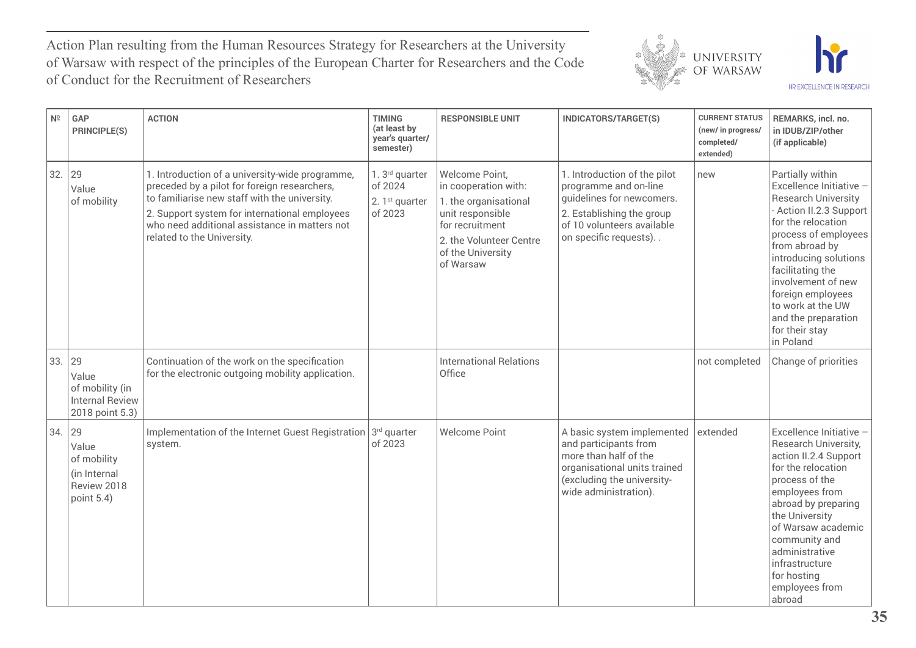| № | GAP PRINCIPLE(S) | ACTION | TIMING (at least by year's quarter/ semester) | RESPONSIBLE UNIT | INDICATORS/TARGET(S) | CURRENT STATUS (new/ in progress/ completed/ extended) | REMARKS, incl. no. in IDUB/ZIP/other (if applicable) |
|---|---|---|---|---|---|---|---|
| 32. | 29 Value of mobility | 1. Introduction of a university-wide programme, preceded by a pilot for foreign researchers, to familiarise new staff with the university.<br>2. Support system for international employees who need additional assistance in matters not related to the University. | 1. 3rd quarter of 2024<br>2. 1st quarter of 2023 | Welcome Point, in cooperation with:<br>1. the organisational unit responsible for recruitment<br>2. the Volunteer Centre of the University of Warsaw | 1. Introduction of the pilot programme and on-line guidelines for newcomers.<br>2. Establishing the group of 10 volunteers available on specific requests). . | new | Partially within Excellence Initiative – Research University - Action II.2.3 Support for the relocation process of employees from abroad by introducing solutions facilitating the involvement of new foreign employees to work at the UW and the preparation for their stay in Poland |
| 33. | 29 Value of mobility (in Internal Review 2018 point 5.3) | Continuation of the work on the specification for the electronic outgoing mobility application. | | International Relations Office | | not completed | Change of priorities |
| 34. | 29 Value of mobility (in Internal Review 2018 point 5.4) | Implementation of the Internet Guest Registration system. | 3rd quarter of 2023 | Welcome Point | A basic system implemented and participants from more than half of the organisational units trained (excluding the university-wide administration). | extended | Excellence Initiative – Research University, action II.2.4 Support for the relocation process of the employees from abroad by preparing the University of Warsaw academic community and administrative infrastructure for hosting employees from abroad |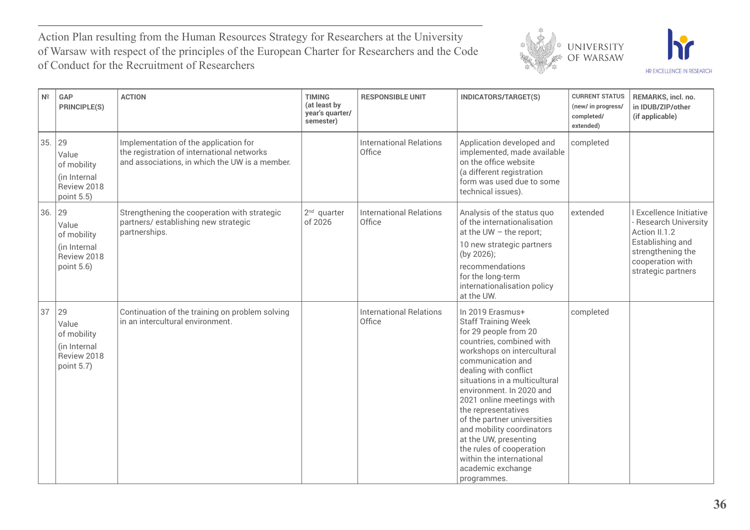| № | GAP PRINCIPLE(S) | ACTION | TIMING (at least by year's quarter/ semester) | RESPONSIBLE UNIT | INDICATORS/TARGET(S) | CURRENT STATUS (new/ in progress/ completed/ extended) | REMARKS, incl. no. in IDUB/ZIP/other (if applicable) |
|---|---|---|---|---|---|---|---|
| 35. | 29 Value of mobility (in Internal Review 2018 point 5.5) | Implementation of the application for the registration of international networks and associations, in which the UW is a member. | | International Relations Office | Application developed and implemented, made available on the office website (a different registration form was used due to some technical issues). | completed | |
| 36. | 29 Value of mobility (in Internal Review 2018 point 5.6) | Strengthening the cooperation with strategic partners/ establishing new strategic partnerships. | 2nd quarter of 2026 | International Relations Office | Analysis of the status quo of the internationalisation at the UW – the report; 10 new strategic partners (by 2026); recommendations for the long-term internationalisation policy at the UW. | extended | I Excellence Initiative - Research University Action II.1.2 Establishing and strengthening the cooperation with strategic partners |
| 37 | 29 Value of mobility (in Internal Review 2018 point 5.7) | Continuation of the training on problem solving in an intercultural environment. | | International Relations Office | In 2019 Erasmus+ Staff Training Week for 29 people from 20 countries, combined with workshops on intercultural communication and dealing with conflict situations in a multicultural environment. In 2020 and 2021 online meetings with the representatives of the partner universities and mobility coordinators at the UW, presenting the rules of cooperation within the international academic exchange programmes. | completed | |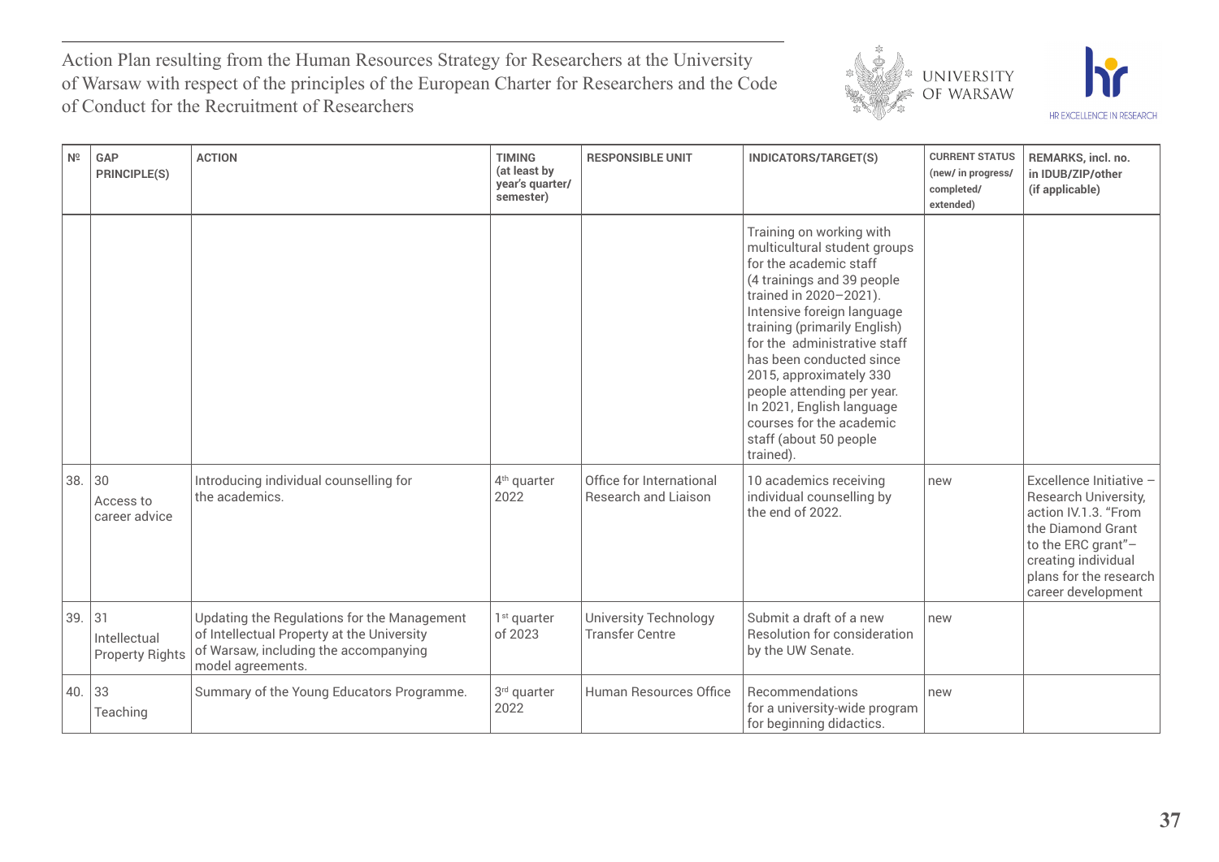| № | GAP PRINCIPLE(S) | ACTION | TIMING (at least by year's quarter/ semester) | RESPONSIBLE UNIT | INDICATORS/TARGET(S) | CURRENT STATUS (new/ in progress/ completed/ extended) | REMARKS, incl. no. in IDUB/ZIP/other (if applicable) |
|---|---|---|---|---|---|---|---|
| | | | | | Training on working with multicultural student groups for the academic staff (4 trainings and 39 people trained in 2020–2021). Intensive foreign language training (primarily English) for the administrative staff has been conducted since 2015, approximately 330 people attending per year. In 2021, English language courses for the academic staff (about 50 people trained). | | |
| 38. | 30 Access to career advice | Introducing individual counselling for the academics. | 4th quarter 2022 | Office for International Research and Liaison | 10 academics receiving individual counselling by the end of 2022. | new | Excellence Initiative – Research University, action IV.1.3. "From the Diamond Grant to the ERC grant"– creating individual plans for the research career development |
| 39. | 31 Intellectual Property Rights | Updating the Regulations for the Management of Intellectual Property at the University of Warsaw, including the accompanying model agreements. | 1st quarter of 2023 | University Technology Transfer Centre | Submit a draft of a new Resolution for consideration by the UW Senate. | new | |
| 40. | 33 Teaching | Summary of the Young Educators Programme. | 3rd quarter 2022 | Human Resources Office | Recommendations for a university-wide program for beginning didactics. | new | |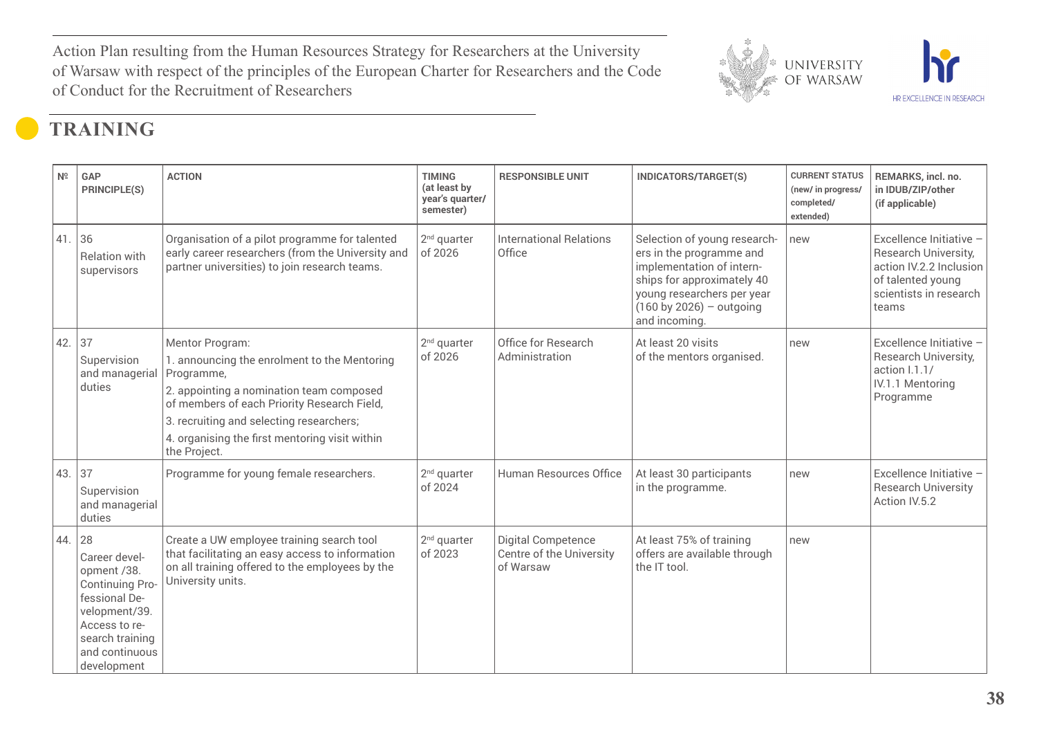## TRAINING

| № | GAP PRINCIPLE(S) | ACTION | TIMING (at least by year's quarter/ semester) | RESPONSIBLE UNIT | INDICATORS/TARGET(S) | CURRENT STATUS (new/ in progress/ completed/ extended) | REMARKS, incl. no. in IDUB/ZIP/other (if applicable) |
|---|---|---|---|---|---|---|---|
| 41. | 36 Relation with supervisors | Organisation of a pilot programme for talented early career researchers (from the University and partner universities) to join research teams. | 2nd quarter of 2026 | International Relations Office | Selection of young researchers in the programme and implementation of internships for approximately 40 young researchers per year (160 by 2026) – outgoing and incoming. | new | Excellence Initiative – Research University, action IV.2.2 Inclusion of talented young scientists in research teams |
| 42. | 37 Supervision and managerial duties | Mentor Program:<br>1. announcing the enrolment to the Mentoring Programme,<br>2. appointing a nomination team composed of members of each Priority Research Field,<br>3. recruiting and selecting researchers;<br>4. organising the first mentoring visit within the Project. | 2nd quarter of 2026 | Office for Research Administration | At least 20 visits of the mentors organised. | new | Excellence Initiative – Research University, action I.1.1/ IV.1.1 Mentoring Programme |
| 43. | 37 Supervision and managerial duties | Programme for young female researchers. | 2nd quarter of 2024 | Human Resources Office | At least 30 participants in the programme. | new | Excellence Initiative – Research University Action IV.5.2 |
| 44. | 28 Career development /38. Continuing Professional Development/39. Access to research training and continuous development | Create a UW employee training search tool that facilitating an easy access to information on all training offered to the employees by the University units. | 2nd quarter of 2023 | Digital Competence Centre of the University of Warsaw | At least 75% of training offers are available through the IT tool. | new | |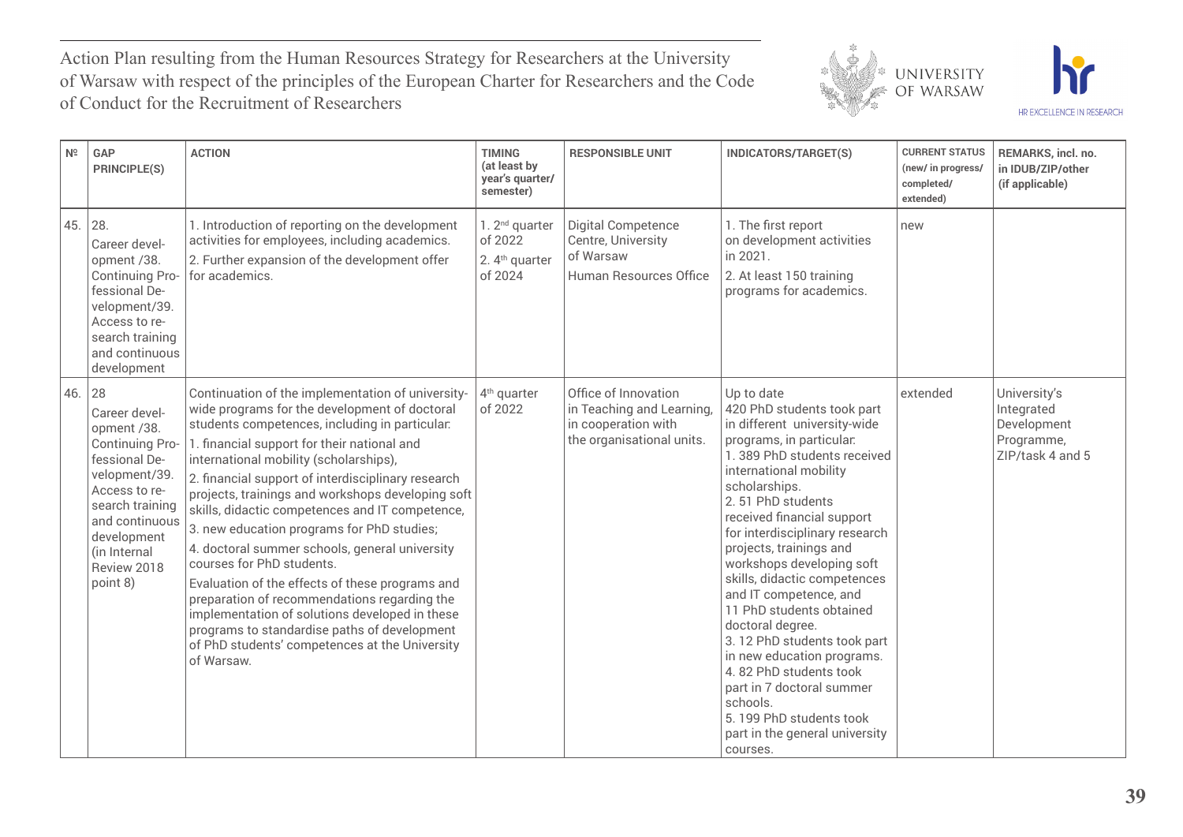| № | GAP PRINCIPLE(S) | ACTION | TIMING (at least by year's quarter/ semester) | RESPONSIBLE UNIT | INDICATORS/TARGET(S) | CURRENT STATUS (new/ in progress/ completed/ extended) | REMARKS, incl. no. in IDUB/ZIP/other (if applicable) |
|---|---|---|---|---|---|---|---|
| 45. | 28. Career development /38. Continuing Professional Development/39. Access to research training and continuous development | 1. Introduction of reporting on the development activities for employees, including academics.<br>2. Further expansion of the development offer for academics. | 1. 2nd quarter of 2022<br>2. 4th quarter of 2024 | Digital Competence Centre, University of Warsaw<br>Human Resources Office | 1. The first report on development activities in 2021.<br>2. At least 150 training programs for academics. | new | |
| 46. | 28 Career development /38. Continuing Professional Development/39. Access to research training and continuous development (in Internal Review 2018 point 8) | Continuation of the implementation of university-wide programs for the development of doctoral students competences, including in particular:<br>1. financial support for their national and international mobility (scholarships),<br>2. financial support of interdisciplinary research projects, trainings and workshops developing soft skills, didactic competences and IT competence,<br>3. new education programs for PhD studies;<br>4. doctoral summer schools, general university courses for PhD students.<br>Evaluation of the effects of these programs and preparation of recommendations regarding the implementation of solutions developed in these programs to standardise paths of development of PhD students' competences at the University of Warsaw. | 4th quarter of 2022 | Office of Innovation in Teaching and Learning, in cooperation with the organisational units. | Up to date 420 PhD students took part in different university-wide programs, in particular:<br>1. 389 PhD students received international mobility scholarships.<br>2. 51 PhD students received financial support for interdisciplinary research projects, trainings and workshops developing soft skills, didactic competences and IT competence, and 11 PhD students obtained doctoral degree.<br>3. 12 PhD students took part in new education programs.<br>4. 82 PhD students took part in 7 doctoral summer schools.<br>5. 199 PhD students took part in the general university courses. | extended | University's Integrated Development Programme, ZIP/task 4 and 5 |